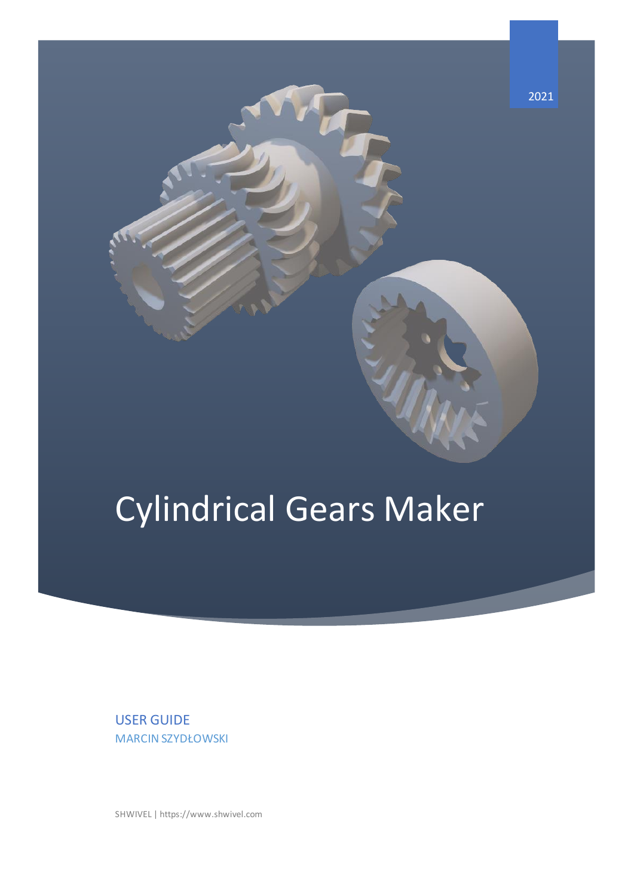2021

# Cylindrical Gears Maker

USER GUIDE

MARCIN SZYDŁOWSKI

SHWIVEL | https://www.shwivel.com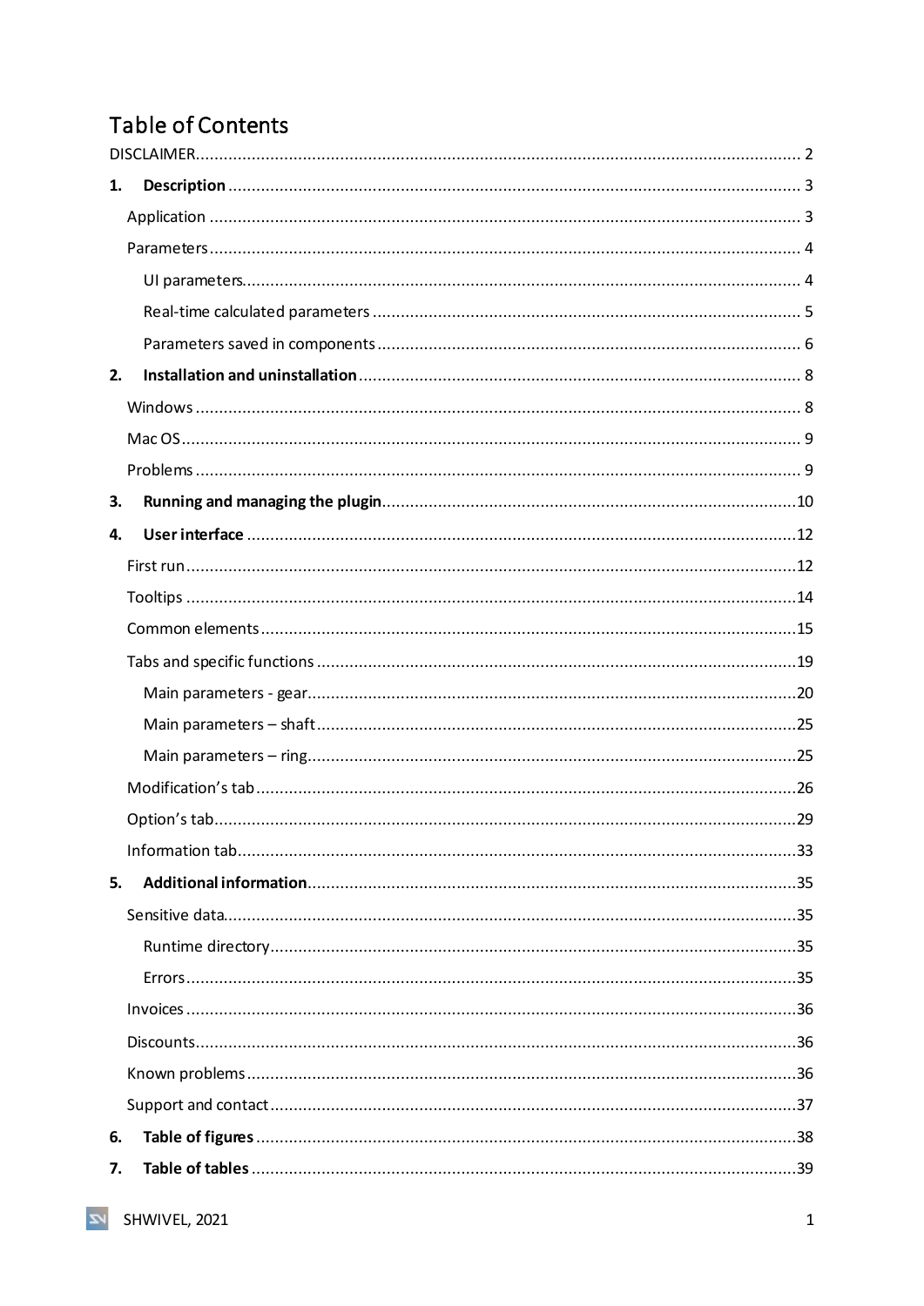# Table of Contents

DISCLAIMER ..... 2

1. **Description** ..... 3
   - Application ..... 3
   - Parameters ..... 4
     - UI parameters ..... 4
     - Real-time calculated parameters ..... 5
     - Parameters saved in components ..... 6
2. **Installation and uninstallation** ..... 8
   - Windows ..... 8
   - Mac OS ..... 9
   - Problems ..... 9
3. **Running and managing the plugin** ..... 10
4. **User interface** ..... 12
   - First run ..... 12
   - Tooltips ..... 14
   - Common elements ..... 15
   - Tabs and specific functions ..... 19
     - Main parameters - gear ..... 20
     - Main parameters – shaft ..... 25
     - Main parameters – ring ..... 25
   - Modification's tab ..... 26
   - Option's tab ..... 29
   - Information tab ..... 33
5. **Additional information** ..... 35
   - Sensitive data ..... 35
     - Runtime directory ..... 35
     - Errors ..... 35
   - Invoices ..... 36
   - Discounts ..... 36
   - Known problems ..... 36
   - Support and contact ..... 37
6. **Table of figures** ..... 38
7. **Table of tables** ..... 39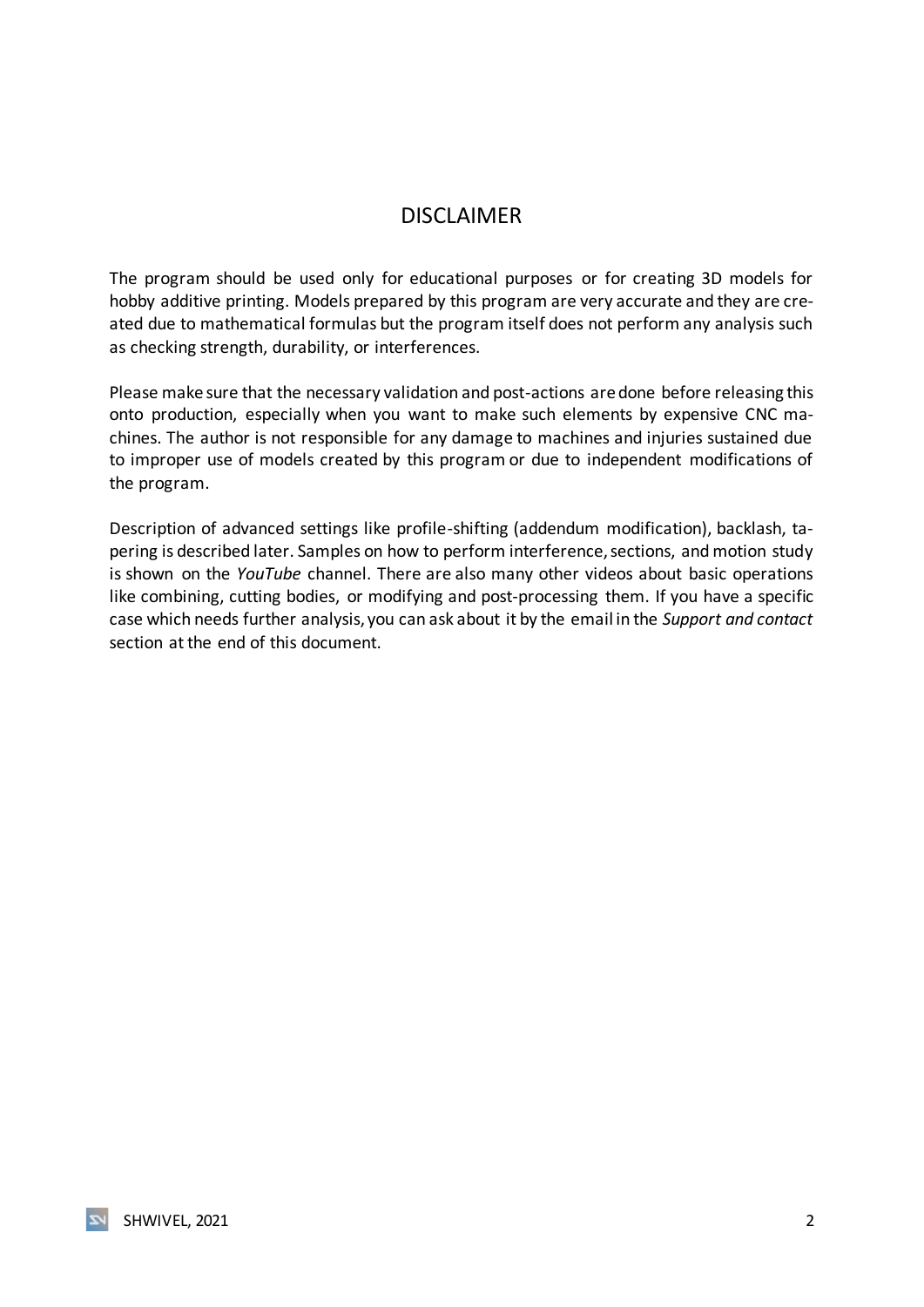# DISCLAIMER

The program should be used only for educational purposes or for creating 3D models for hobby additive printing. Models prepared by this program are very accurate and they are created due to mathematical formulas but the program itself does not perform any analysis such as checking strength, durability, or interferences.

Please make sure that the necessary validation and post-actions are done before releasing this onto production, especially when you want to make such elements by expensive CNC machines. The author is not responsible for any damage to machines and injuries sustained due to improper use of models created by this program or due to independent modifications of the program.

Description of advanced settings like profile-shifting (addendum modification), backlash, tapering is described later. Samples on how to perform interference, sections, and motion study is shown on the *YouTube* channel. There are also many other videos about basic operations like combining, cutting bodies, or modifying and post-processing them. If you have a specific case which needs further analysis, you can ask about it by the email in the *Support and contact* section at the end of this document.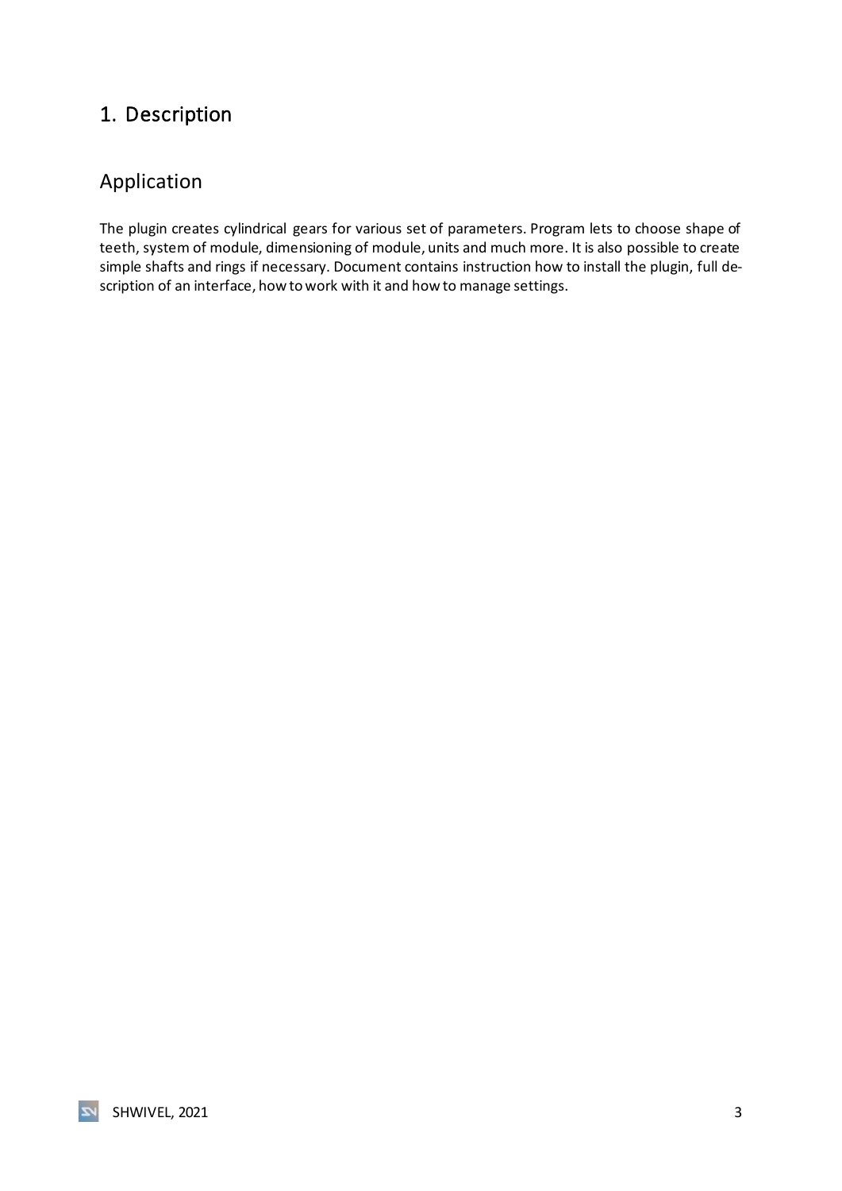# 1. Description

## Application

The plugin creates cylindrical gears for various set of parameters. Program lets to choose shape of teeth, system of module, dimensioning of module, units and much more. It is also possible to create simple shafts and rings if necessary. Document contains instruction how to install the plugin, full description of an interface, how to work with it and how to manage settings.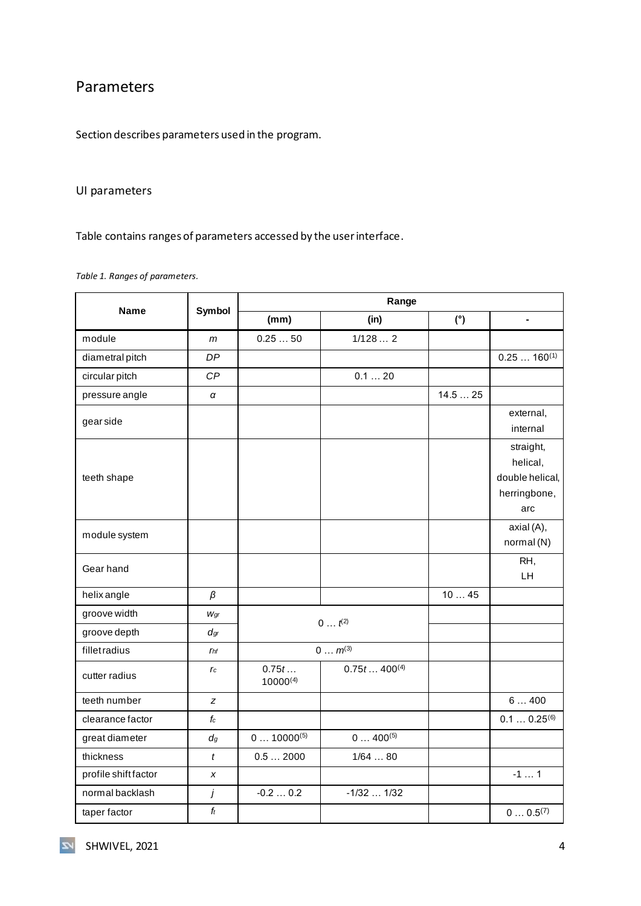# Parameters

Section describes parameters used in the program.

## UI parameters

Table contains ranges of parameters accessed by the user interface.

*Table 1. Ranges of parameters.*

| Name | Symbol | Range | | | |
|---|---|---|---|---|---|
| | | (mm) | (in) | (°) | - |
| module | $m$ | 0.25 … 50 | 1/128 … 2 | | |
| diametral pitch | $DP$ | | | | 0.25 … 160(1) |
| circular pitch | $CP$ | | 0.1 … 20 | | |
| pressure angle | $\alpha$ | | | 14.5 … 25 | |
| gear side | | | | | external, internal |
| teeth shape | | | | | straight, helical, double helical, herringbone, arc |
| module system | | | | | axial (A), normal (N) |
| Gear hand | | | | | RH, LH |
| helix angle | $\beta$ | | | 10 … 45 | |
| groove width | $w_{gr}$ | 0 … $t$(2) | | | |
| groove depth | $d_{gr}$ | 0 … $t$(2) | | | |
| fillet radius | $r_{hf}$ | 0 … $m$(3) | | | |
| cutter radius | $r_c$ | 0.75$t$ … 10000(4) | 0.75$t$ … 400(4) | | |
| teeth number | $z$ | | | | 6 … 400 |
| clearance factor | $f_c$ | | | | 0.1 … 0.25(6) |
| great diameter | $d_g$ | 0 … 10000(5) | 0 … 400(5) | | |
| thickness | $t$ | 0.5 … 2000 | 1/64 … 80 | | |
| profile shift factor | $x$ | | | | -1 … 1 |
| normal backlash | $j$ | -0.2 … 0.2 | -1/32 … 1/32 | | |
| taper factor | $f_t$ | | | | 0 … 0.5(7) |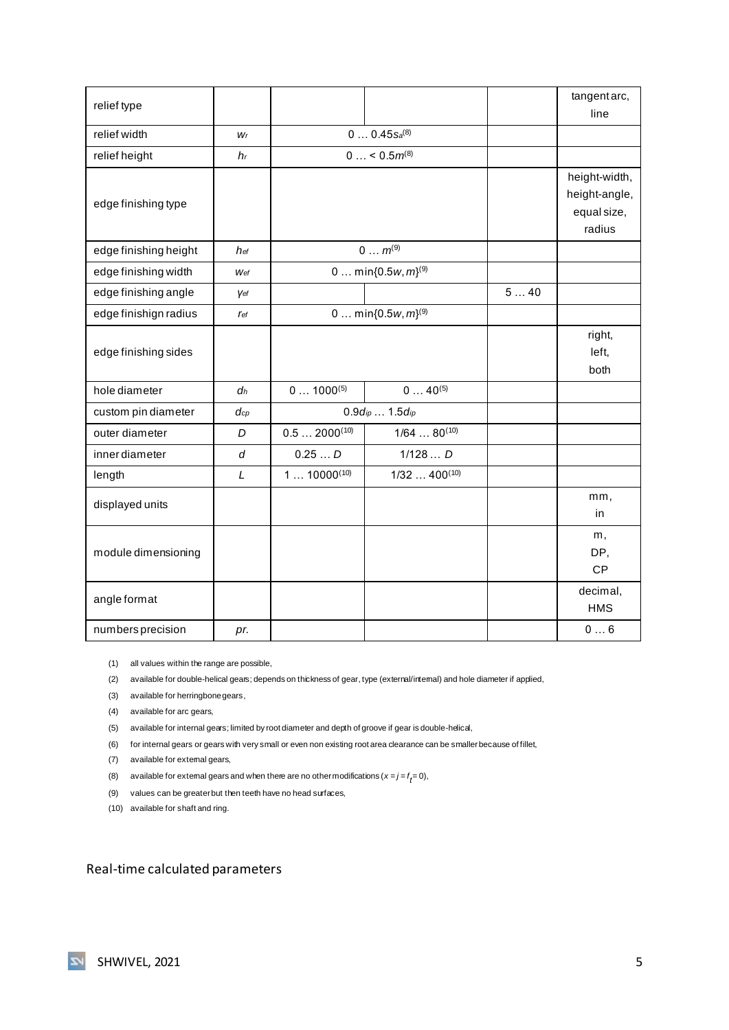| | | | | | |
|---|---|---|---|---|---|
| relief type | | | | | tangent arc, line |
| relief width | $w_r$ | $0 \dots 0.45s_a$(8) | | | |
| relief height | $h_r$ | $0 \dots < 0.5m$(8) | | | |
| edge finishing type | | | | | height-width, height-angle, equal size, radius |
| edge finishing height | $h_{ef}$ | $0 \dots m$(9) | | | |
| edge finishing width | $w_{ef}$ | $0 \dots \min\{0.5w, m\}$(9) | | | |
| edge finishing angle | $\gamma_{ef}$ | | | 5 … 40 | |
| edge finishign radius | $r_{ef}$ | $0 \dots \min\{0.5w, m\}$(9) | | | |
| edge finishing sides | | | | | right, left, both |
| hole diameter | $d_h$ | 0 … 1000(5) | 0 … 40(5) | | |
| custom pin diameter | $d_{cp}$ | $0.9d_{ip} \dots 1.5d_{ip}$ | | | |
| outer diameter | $D$ | 0.5 … 2000(10) | 1/64 … 80(10) | | |
| inner diameter | $d$ | $0.25 \dots D$ | $1/128 \dots D$ | | |
| length | $L$ | 1 … 10000(10) | 1/32 … 400(10) | | |
| displayed units | | | | | mm, in |
| module dimensioning | | | | | m, DP, CP |
| angle format | | | | | decimal, HMS |
| numbers precision | pr. | | | | 0 … 6 |

(1) all values within the range are possible,

(2) available for double-helical gears; depends on thickness of gear, type (external/internal) and hole diameter if applied,

(3) available for herringbone gears,

(4) available for arc gears,

(5) available for internal gears; limited by root diameter and depth of groove if gear is double-helical,

(6) for internal gears or gears with very small or even non existing root area clearance can be smaller because of fillet,

(7) available for external gears,

(8) available for external gears and when there are no other modifications ($x = j = f_t = 0$),

(9) values can be greater but then teeth have no head surfaces,

(10) available for shaft and ring.

## Real-time calculated parameters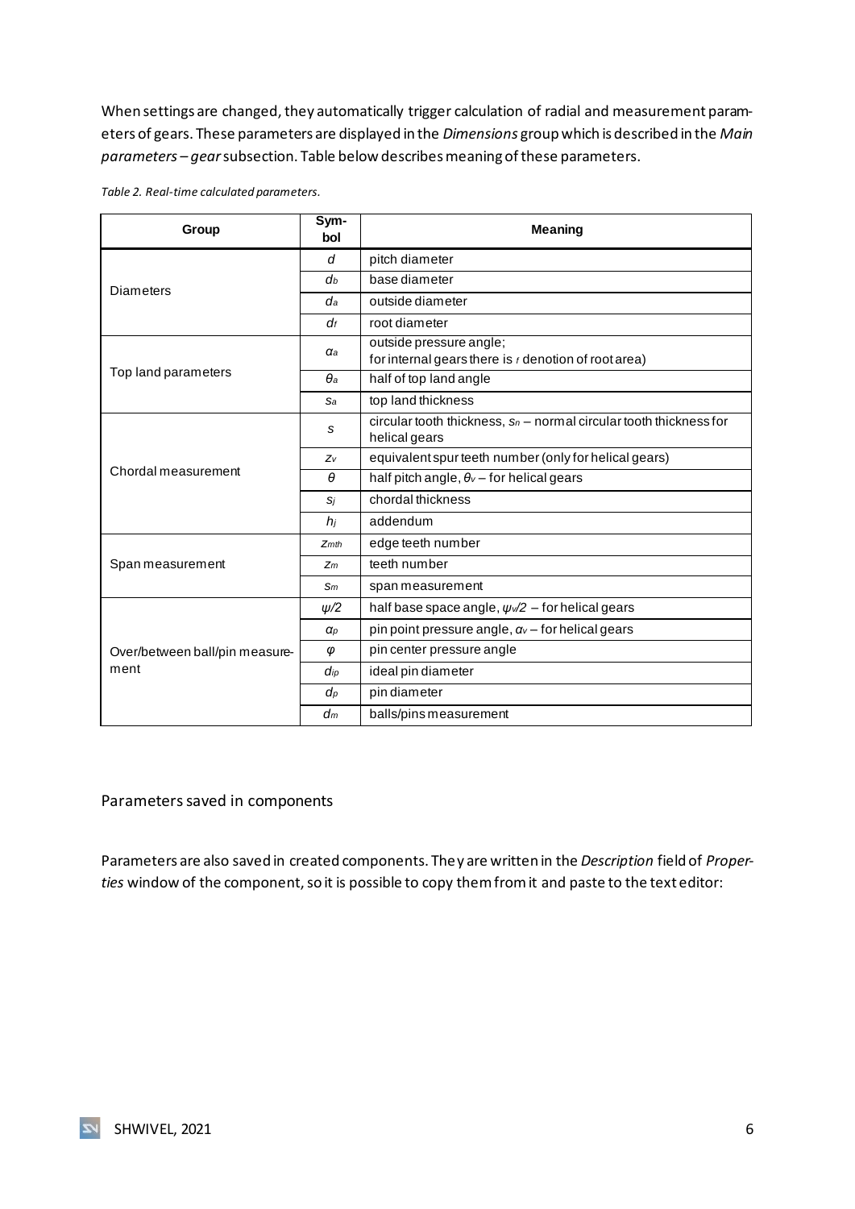When settings are changed, they automatically trigger calculation of radial and measurement parameters of gears. These parameters are displayed in the *Dimensions* group which is described in the *Main parameters – gear* subsection. Table below describes meaning of these parameters.

*Table 2. Real-time calculated parameters.*

| Group | Symbol | Meaning |
|---|---|---|
| Diameters | $d$ | pitch diameter |
| | $d_b$ | base diameter |
| | $d_a$ | outside diameter |
| | $d_f$ | root diameter |
| Top land parameters | $\alpha_a$ | outside pressure angle; for internal gears there is $_f$ denotion of root area) |
| | $\theta_a$ | half of top land angle |
| | $s_a$ | top land thickness |
| Chordal measurement | $s$ | circular tooth thickness, $s_n$ – normal circular tooth thickness for helical gears |
| | $z_v$ | equivalent spur teeth number (only for helical gears) |
| | $\theta$ | half pitch angle, $\theta_v$ – for helical gears |
| | $s_j$ | chordal thickness |
| | $h_j$ | addendum |
| Span measurement | $z_{mth}$ | edge teeth number |
| | $z_m$ | teeth number |
| | $s_m$ | span measurement |
| Over/between ball/pin measurement | $\psi/2$ | half base space angle, $\psi_v/2$ – for helical gears |
| | $\alpha_p$ | pin point pressure angle, $\alpha_v$ – for helical gears |
| | $\varphi$ | pin center pressure angle |
| | $d_{ip}$ | ideal pin diameter |
| | $d_p$ | pin diameter |
| | $d_m$ | balls/pins measurement |

## Parameters saved in components

Parameters are also saved in created components. They are written in the *Description* field of *Properties* window of the component, so it is possible to copy them from it and paste to the text editor: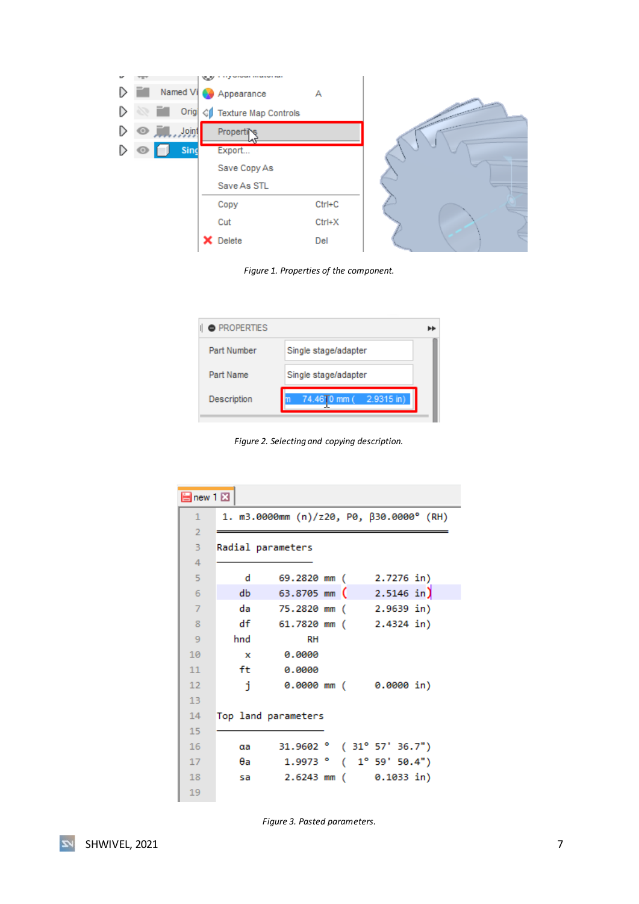Figure 1. Properties of the component.

Figure 2. Selecting and copying description.

Figure 3. Pasted parameters.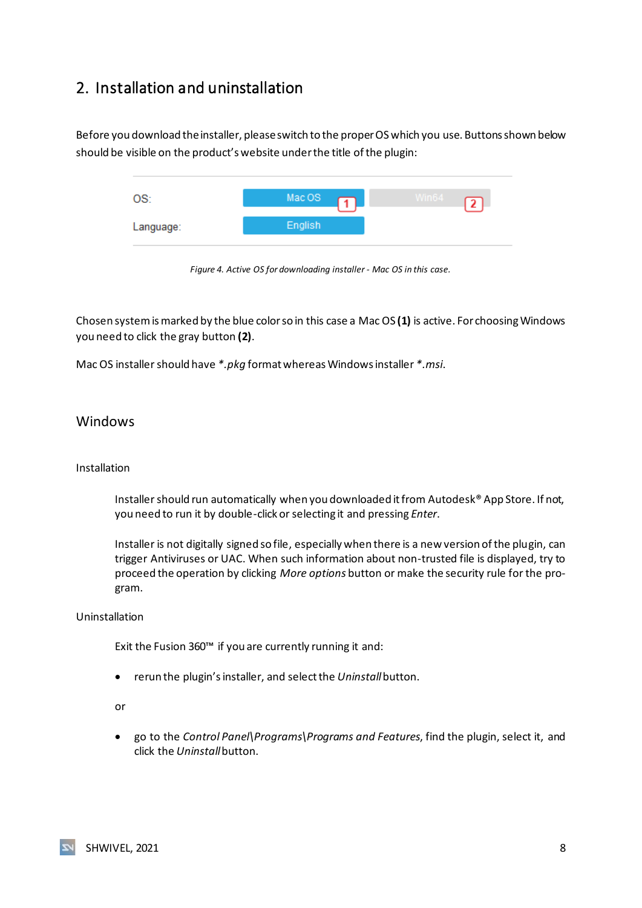## 2. Installation and uninstallation

Before you download the installer, please switch to the proper OS which you use. Buttons shown below should be visible on the product's website under the title of the plugin:

*Figure 4. Active OS for downloading installer - Mac OS in this case.*

Chosen system is marked by the blue color so in this case a Mac OS **(1)** is active. For choosing Windows you need to click the gray button **(2)**.

Mac OS installer should have *\*.pkg* format whereas Windows installer *\*.msi*.

### Windows

Installation

Installer should run automatically when you downloaded it from Autodesk® App Store. If not, you need to run it by double-click or selecting it and pressing *Enter*.

Installer is not digitally signed so file, especially when there is a new version of the plugin, can trigger Antiviruses or UAC. When such information about non-trusted file is displayed, try to proceed the operation by clicking *More options* button or make the security rule for the program.

Uninstallation

Exit the Fusion 360™ if you are currently running it and:

- rerun the plugin's installer, and select the *Uninstall* button.

or

- go to the *Control Panel\Programs\Programs and Features*, find the plugin, select it, and click the *Uninstall* button.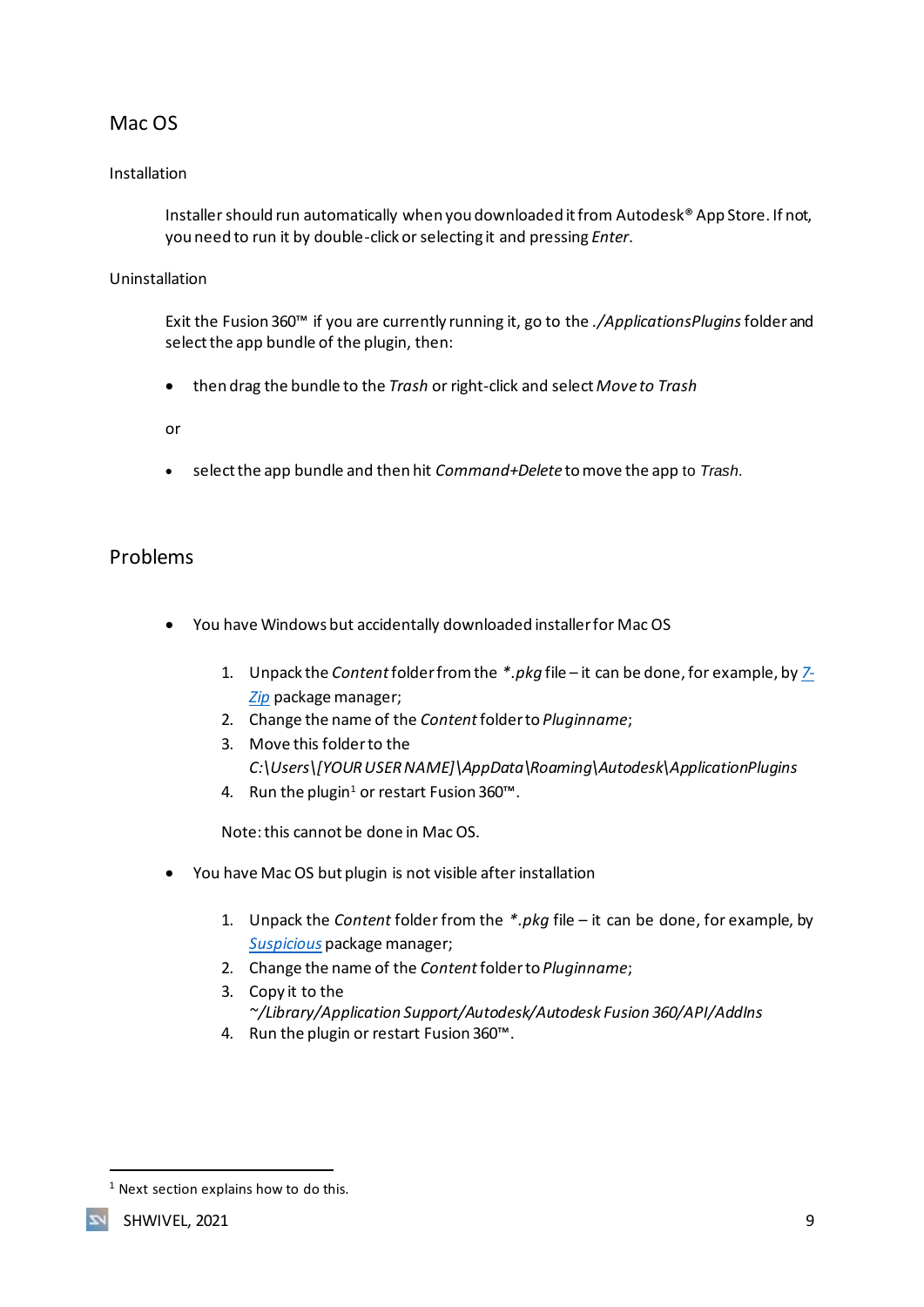## Mac OS

### Installation

Installer should run automatically when you downloaded it from Autodesk® App Store. If not, you need to run it by double-click or selecting it and pressing *Enter*.

### Uninstallation

Exit the Fusion 360™ if you are currently running it, go to the *./ApplicationsPlugins* folder and select the app bundle of the plugin, then:

- then drag the bundle to the *Trash* or right-click and select *Move to Trash*

or

- select the app bundle and then hit *Command+Delete* to move the app to *Trash*.

## Problems

- You have Windows but accidentally downloaded installer for Mac OS
  1. Unpack the *Content* folder from the *\*.pkg* file – it can be done, for example, by [7-Zip](7-Zip) package manager;
  2. Change the name of the *Content* folder to *Pluginname*;
  3. Move this folder to the *C:\Users\[YOUR USER NAME]\AppData\Roaming\Autodesk\ApplicationPlugins*
  4. Run the plugin[1] or restart Fusion 360™.

  Note: this cannot be done in Mac OS.

- You have Mac OS but plugin is not visible after installation
  1. Unpack the *Content* folder from the *\*.pkg* file – it can be done, for example, by [Suspicious](Suspicious) package manager;
  2. Change the name of the *Content* folder to *Pluginname*;
  3. Copy it to the *~/Library/Application Support/Autodesk/Autodesk Fusion 360/API/AddIns*
  4. Run the plugin or restart Fusion 360™.

[1] Next section explains how to do this.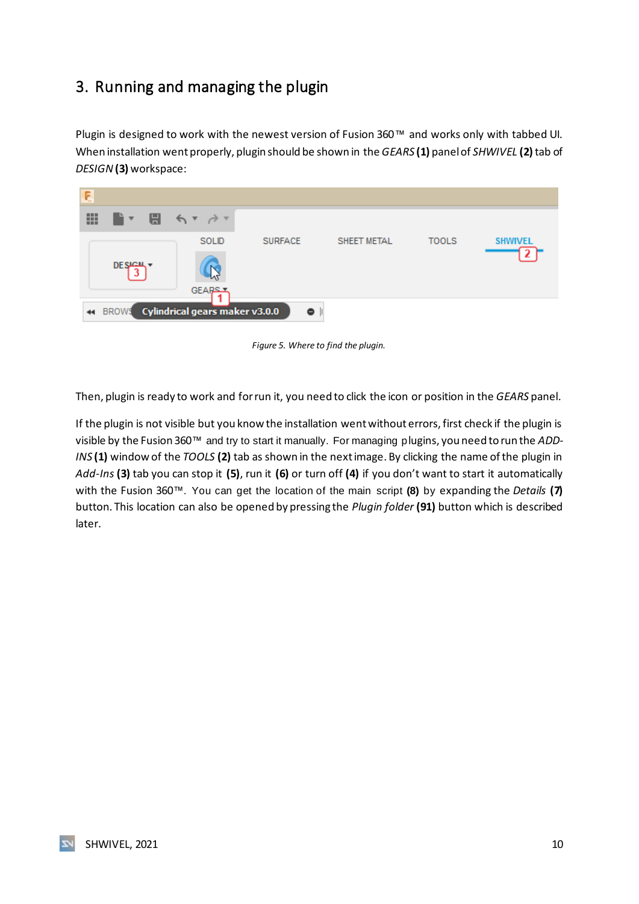## 3. Running and managing the plugin

Plugin is designed to work with the newest version of Fusion 360™ and works only with tabbed UI. When installation went properly, plugin should be shown in the *GEARS* **(1)** panel of *SHWIVEL* **(2)** tab of *DESIGN* **(3)** workspace:

*Figure 5. Where to find the plugin.*

Then, plugin is ready to work and for run it, you need to click the icon or position in the *GEARS* panel.

If the plugin is not visible but you know the installation went without errors, first check if the plugin is visible by the Fusion 360™ and try to start it manually. For managing plugins, you need to run the *ADD-INS* **(1)** window of the *TOOLS* **(2)** tab as shown in the next image. By clicking the name of the plugin in *Add-Ins* **(3)** tab you can stop it **(5)**, run it **(6)** or turn off **(4)** if you don't want to start it automatically with the Fusion 360™. You can get the location of the main script **(8)** by expanding the *Details* **(7)** button. This location can also be opened by pressing the *Plugin folder* **(91)** button which is described later.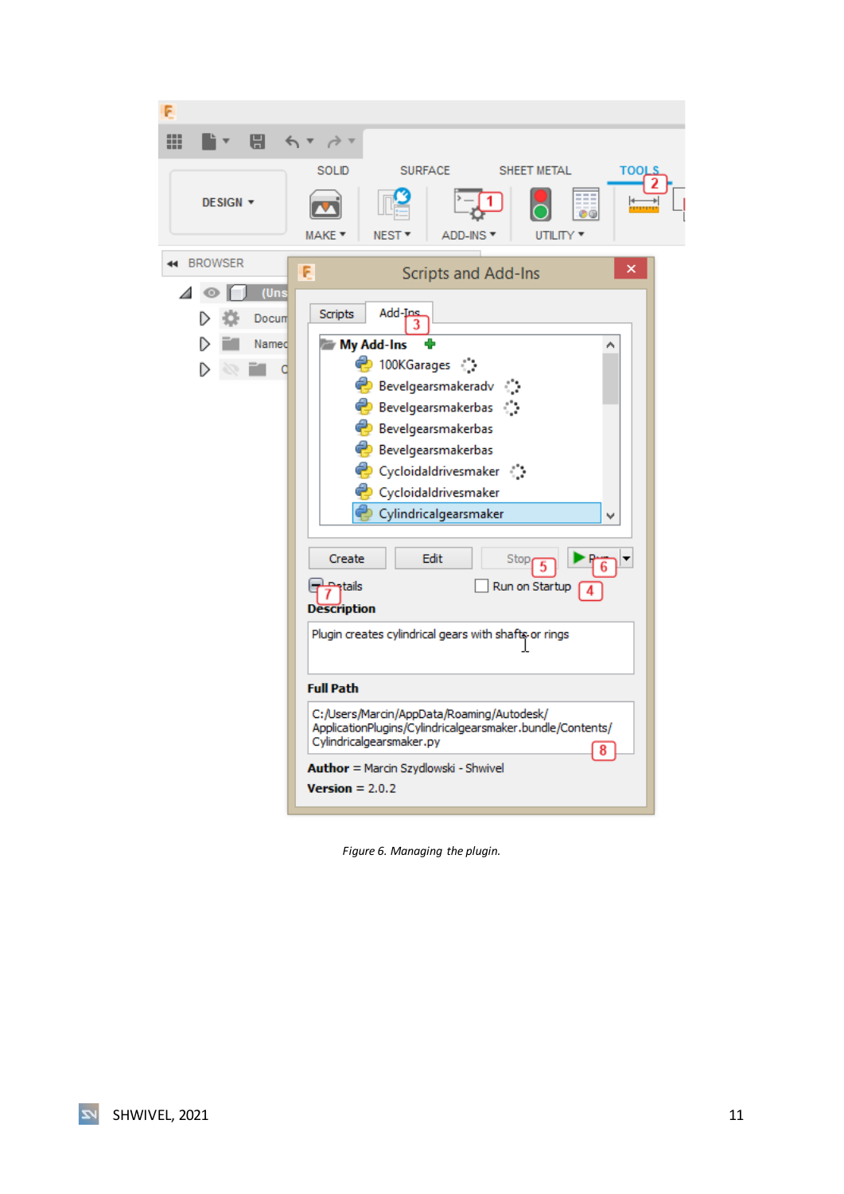*Figure 6. Managing the plugin.*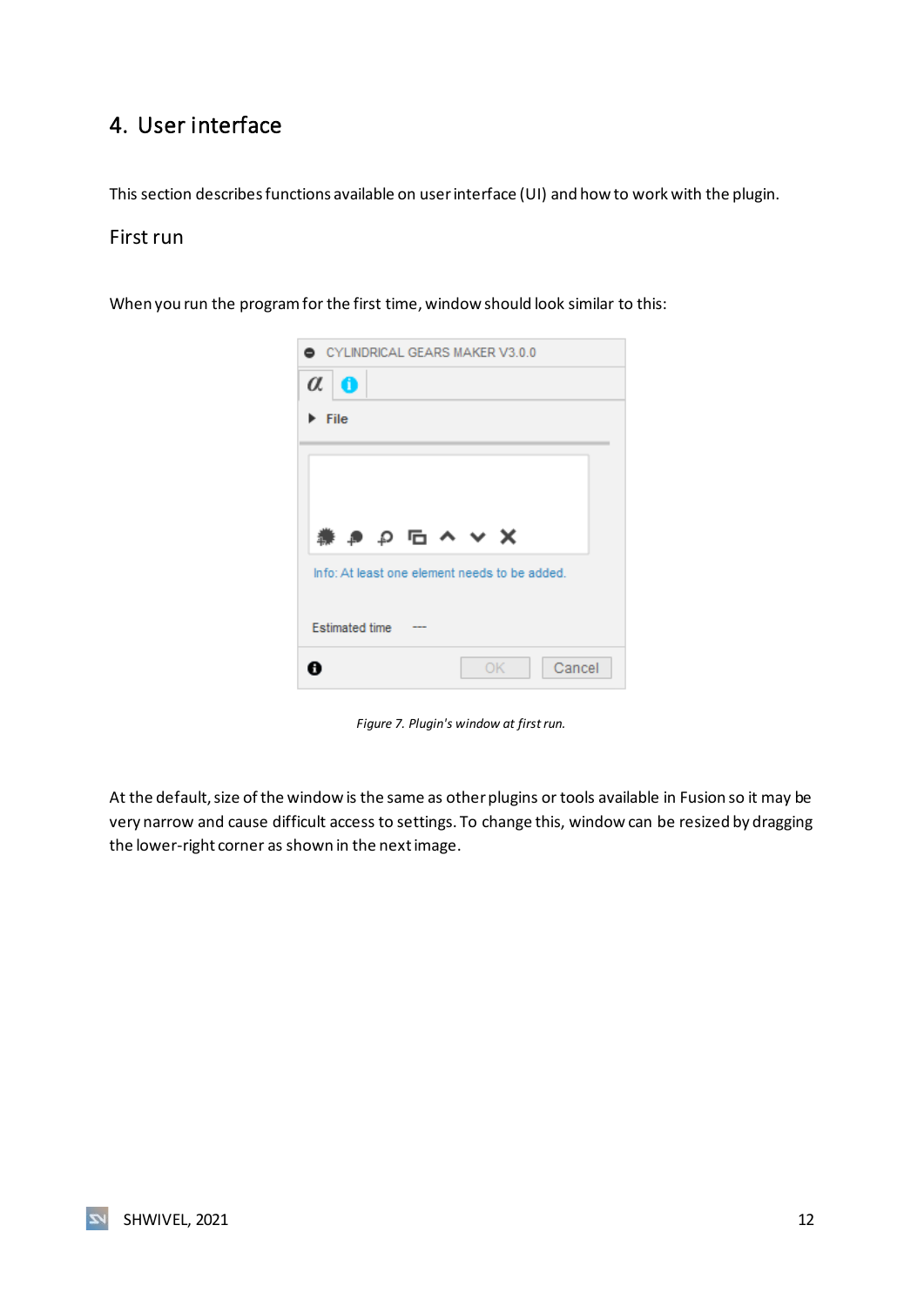# 4. User interface

This section describes functions available on user interface (UI) and how to work with the plugin.

## First run

When you run the program for the first time, window should look similar to this:

*Figure 7. Plugin's window at first run.*

At the default, size of the window is the same as other plugins or tools available in Fusion so it may be very narrow and cause difficult access to settings. To change this, window can be resized by dragging the lower-right corner as shown in the next image.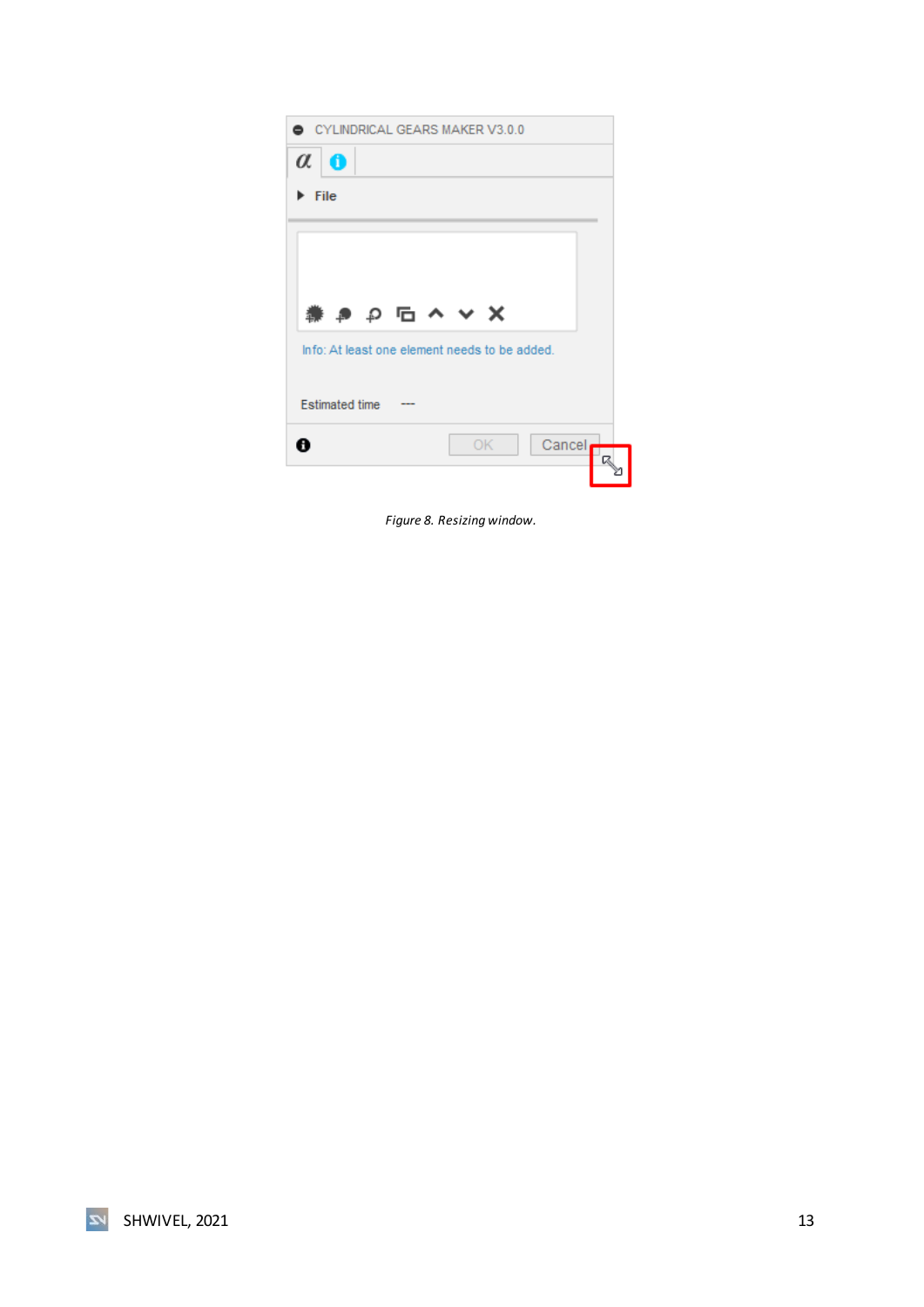*Figure 8. Resizing window.*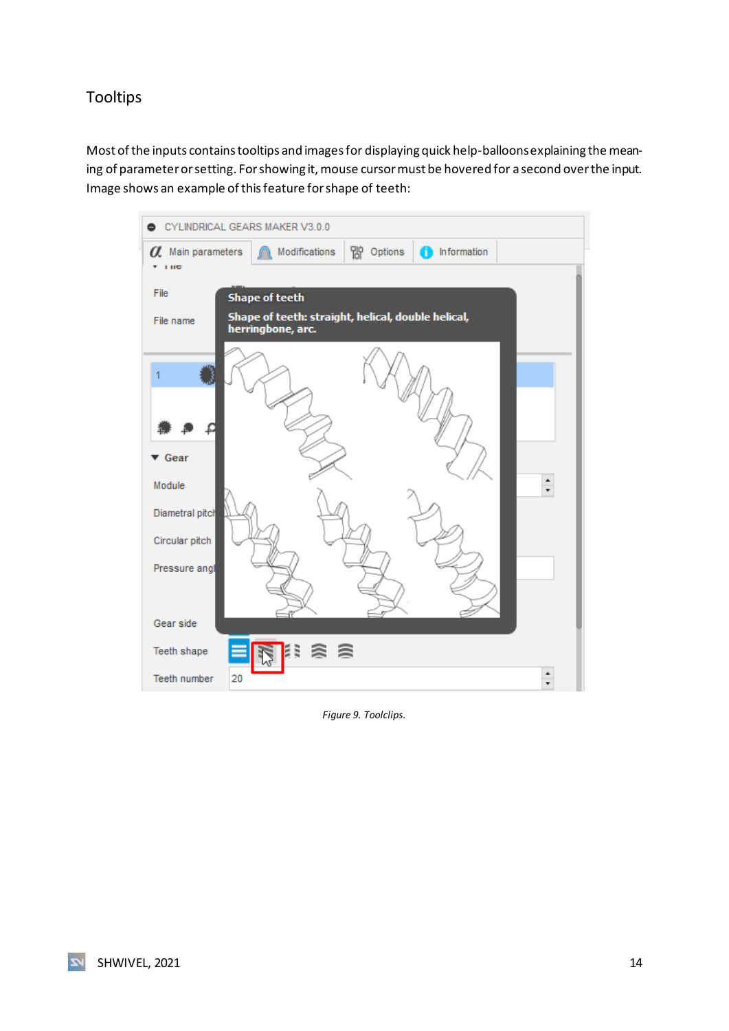## Tooltips

Most of the inputs contains tooltips and images for displaying quick help-balloons explaining the meaning of parameter or setting. For showing it, mouse cursor must be hovered for a second over the input. Image shows an example of this feature for shape of teeth:

*Figure 9. Toolclips.*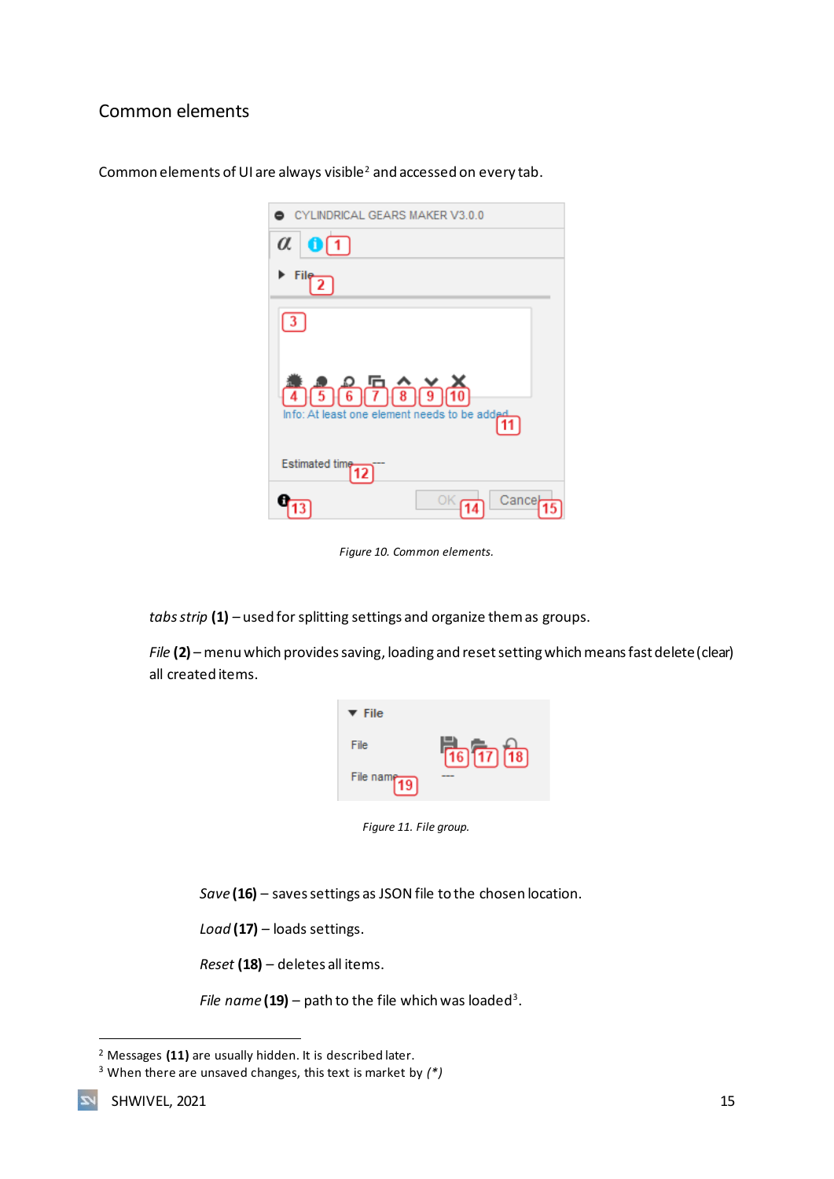## Common elements

Common elements of UI are always visible[2] and accessed on every tab.

*Figure 10. Common elements.*

*tabs strip* **(1)** – used for splitting settings and organize them as groups.

*File* **(2)** – menu which provides saving, loading and reset setting which means fast delete (clear) all created items.

*Figure 11. File group.*

*Save* **(16)** – saves settings as JSON file to the chosen location.

*Load* **(17)** – loads settings.

*Reset* **(18)** – deletes all items.

*File name* **(19)** – path to the file which was loaded[3].

[2] Messages **(11)** are usually hidden. It is described later.

[3] When there are unsaved changes, this text is market by *(*)*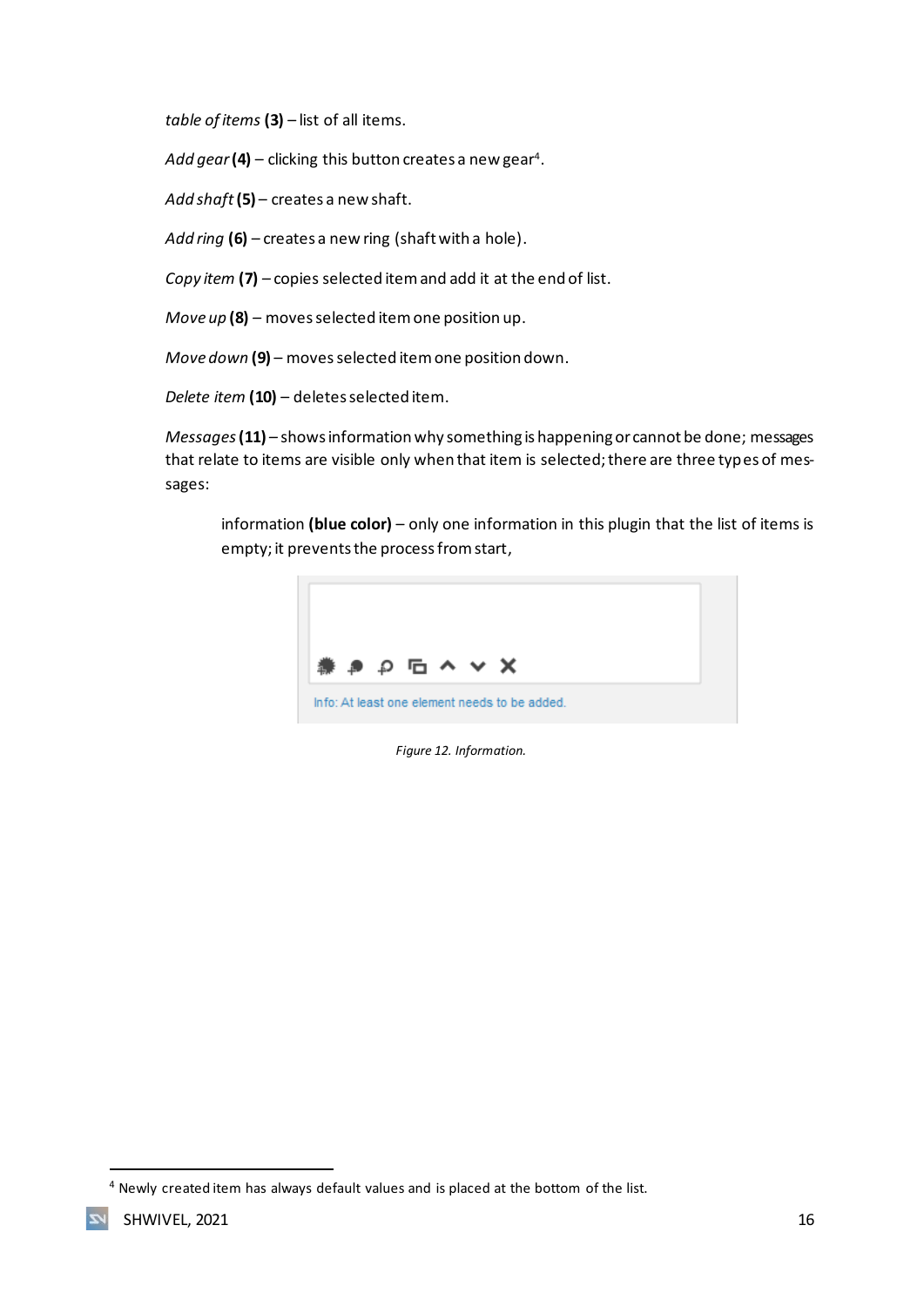*table of items* **(3)** – list of all items.

*Add gear* **(4)** – clicking this button creates a new gear[4].

*Add shaft* **(5)** – creates a new shaft.

*Add ring* **(6)** – creates a new ring (shaft with a hole).

*Copy item* **(7)** – copies selected item and add it at the end of list.

*Move up* **(8)** – moves selected item one position up.

*Move down* **(9)** – moves selected item one position down.

*Delete item* **(10)** – deletes selected item.

*Messages* **(11)** – shows information why something is happening or cannot be done; messages that relate to items are visible only when that item is selected; there are three types of messages:

> information **(blue color)** – only one information in this plugin that the list of items is empty; it prevents the process from start,

Info: At least one element needs to be added.

*Figure 12. Information.*

[4] Newly created item has always default values and is placed at the bottom of the list.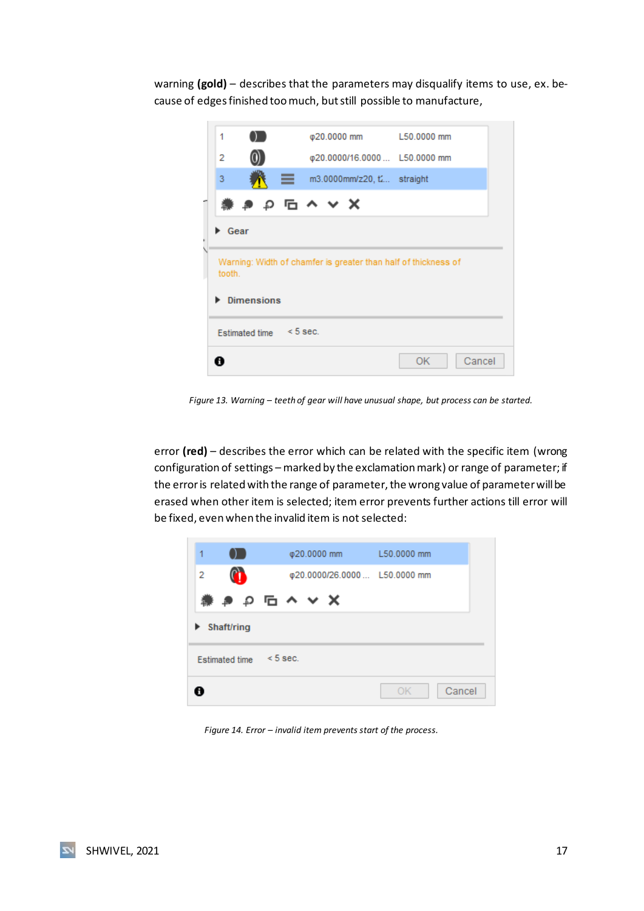warning **(gold)** – describes that the parameters may disqualify items to use, ex. because of edges finished too much, but still possible to manufacture,

*Figure 13. Warning – teeth of gear will have unusual shape, but process can be started.*

error **(red)** – describes the error which can be related with the specific item (wrong configuration of settings – marked by the exclamation mark) or range of parameter; if the error is related with the range of parameter, the wrong value of parameter will be erased when other item is selected; item error prevents further actions till error will be fixed, even when the invalid item is not selected:

*Figure 14. Error – invalid item prevents start of the process.*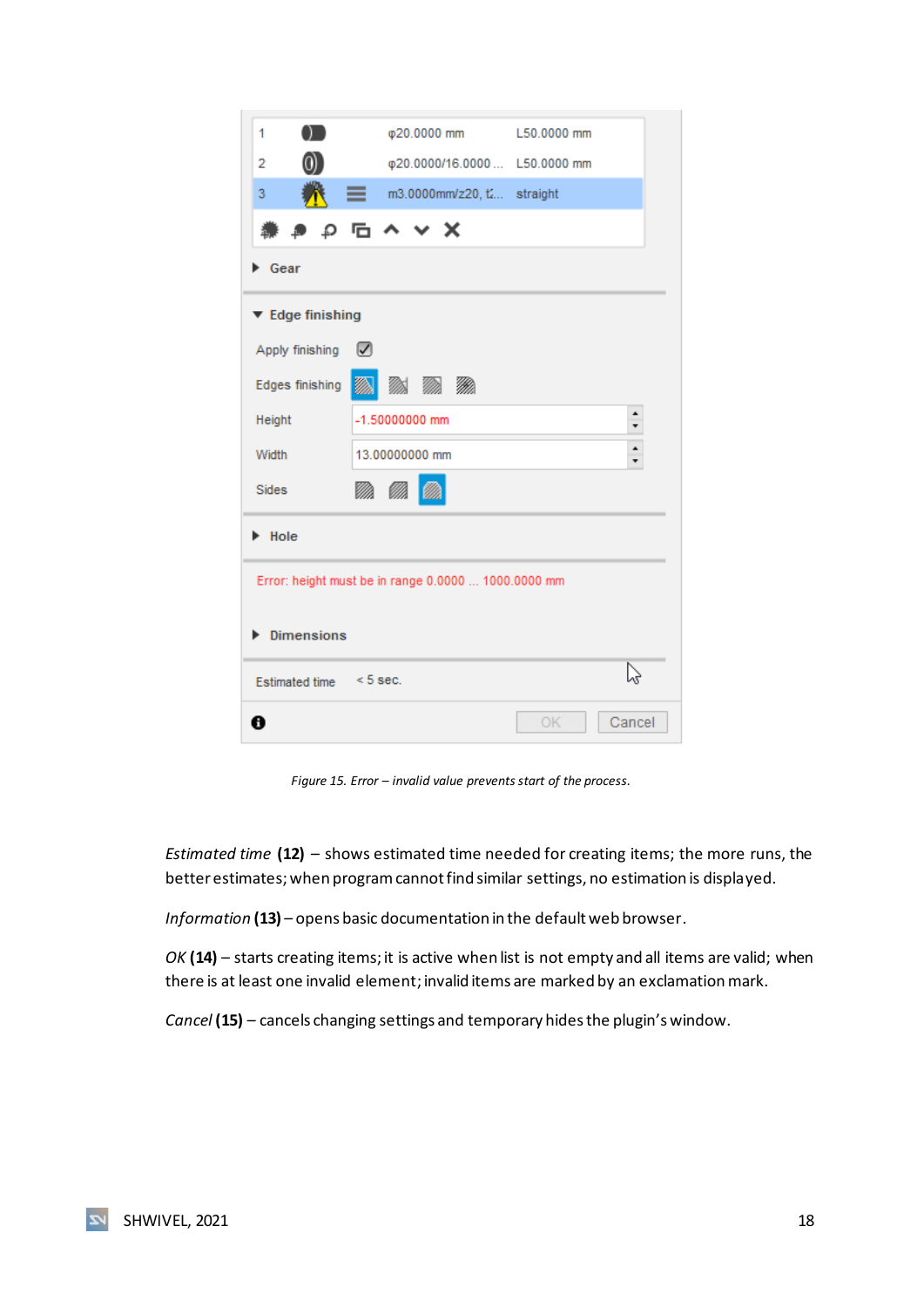*Figure 15. Error – invalid value prevents start of the process.*

*Estimated time* **(12)** – shows estimated time needed for creating items; the more runs, the better estimates; when program cannot find similar settings, no estimation is displayed.

*Information* **(13)** – opens basic documentation in the default web browser.

*OK* **(14)** – starts creating items; it is active when list is not empty and all items are valid; when there is at least one invalid element; invalid items are marked by an exclamation mark.

*Cancel* **(15)** – cancels changing settings and temporary hides the plugin's window.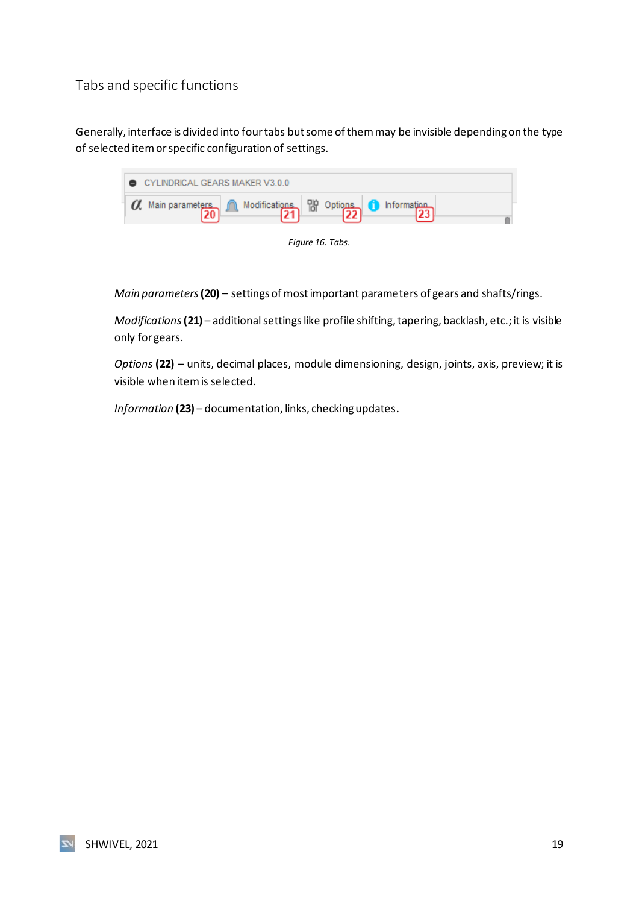## Tabs and specific functions

Generally, interface is divided into four tabs but some of them may be invisible depending on the type of selected item or specific configuration of settings.

Figure 16. Tabs.

*Main parameters* **(20)** – settings of most important parameters of gears and shafts/rings.

*Modifications* **(21)** – additional settings like profile shifting, tapering, backlash, etc.; it is visible only for gears.

*Options* **(22)** – units, decimal places, module dimensioning, design, joints, axis, preview; it is visible when item is selected.

*Information* **(23)** – documentation, links, checking updates.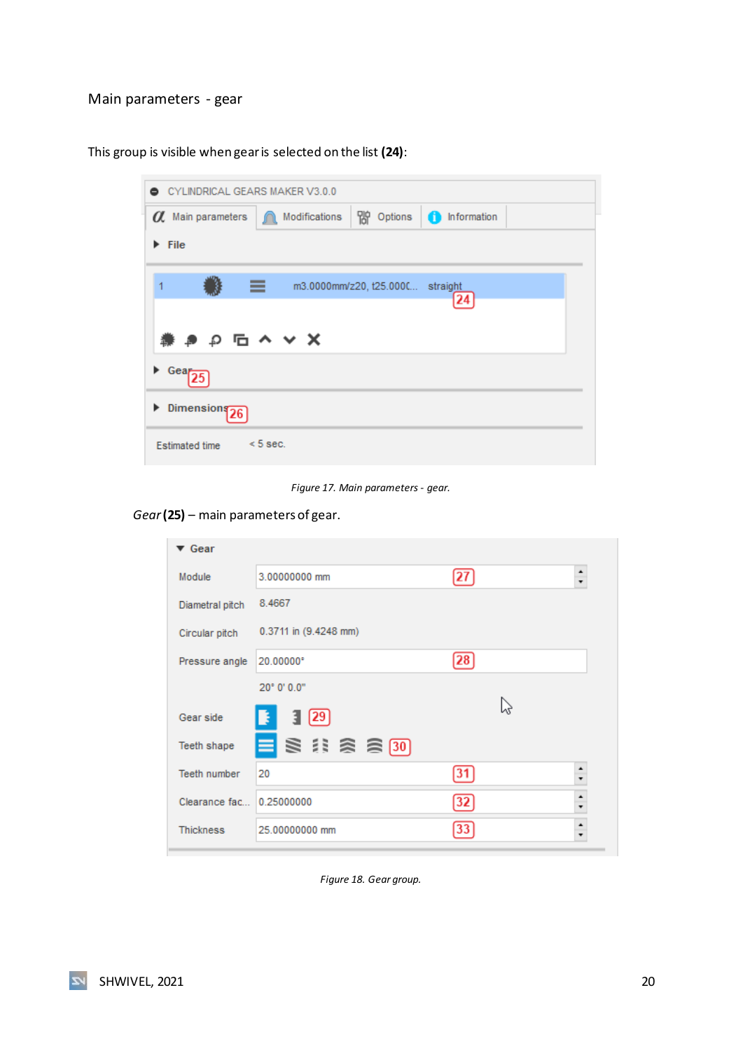## Main parameters - gear

This group is visible when gear is selected on the list **(24)**:

Figure 17. Main parameters - gear.

*Gear* **(25)** – main parameters of gear.

Figure 18. Gear group.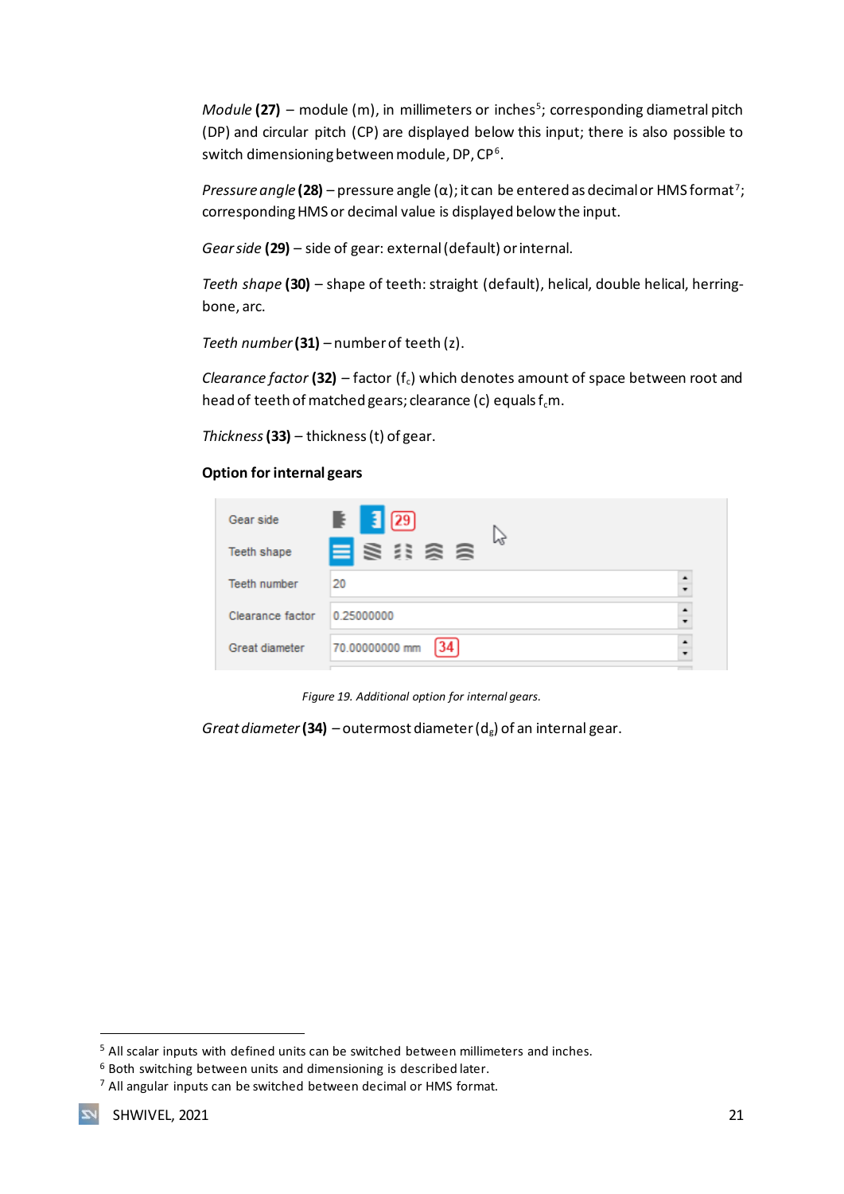*Module* **(27)** – module (m), in millimeters or inches[5]; corresponding diametral pitch (DP) and circular pitch (CP) are displayed below this input; there is also possible to switch dimensioning between module, DP, CP[6].

*Pressure angle* **(28)** – pressure angle (α); it can be entered as decimal or HMS format[7]; corresponding HMS or decimal value is displayed below the input.

*Gear side* **(29)** – side of gear: external (default) or internal.

*Teeth shape* **(30)** – shape of teeth: straight (default), helical, double helical, herring-bone, arc.

*Teeth number* **(31)** – number of teeth (z).

*Clearance factor* **(32)** – factor ($f_c$) which denotes amount of space between root and head of teeth of matched gears; clearance (c) equals $f_c m$.

*Thickness* **(33)** – thickness (t) of gear.

**Option for internal gears**

*Figure 19. Additional option for internal gears.*

*Great diameter* **(34)** – outermost diameter ($d_g$) of an internal gear.

[5] All scalar inputs with defined units can be switched between millimeters and inches.
[6] Both switching between units and dimensioning is described later.
[7] All angular inputs can be switched between decimal or HMS format.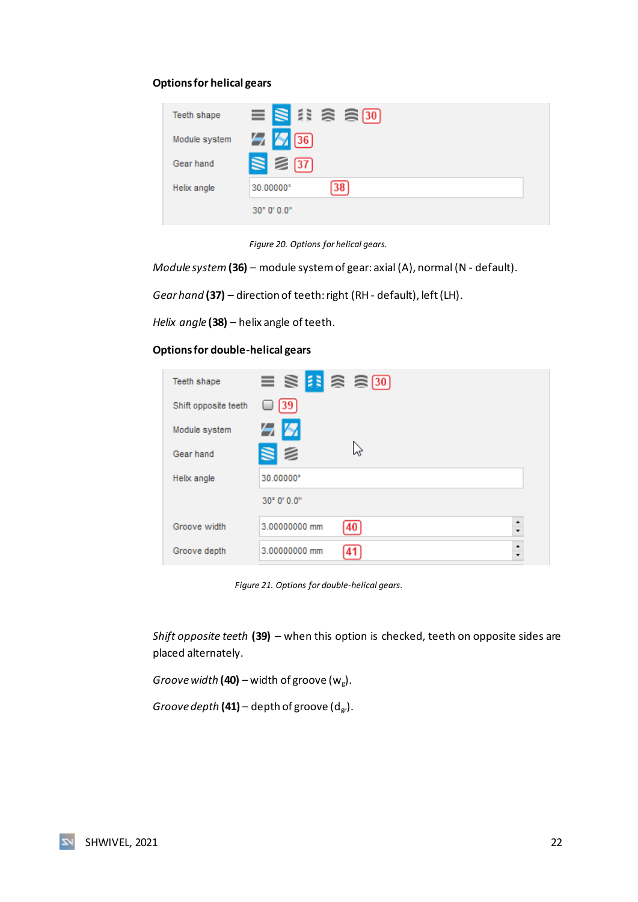**Options for helical gears**

Figure 20. Options for helical gears.

*Module system* **(36)** – module system of gear: axial (A), normal (N - default).

*Gear hand* **(37)** – direction of teeth: right (RH - default), left (LH).

*Helix angle* **(38)** – helix angle of teeth.

**Options for double-helical gears**

Figure 21. Options for double-helical gears.

*Shift opposite teeth* **(39)** – when this option is checked, teeth on opposite sides are placed alternately.

*Groove width* **(40)** – width of groove ($w_g$).

*Groove depth* **(41)** – depth of groove ($d_{gr}$).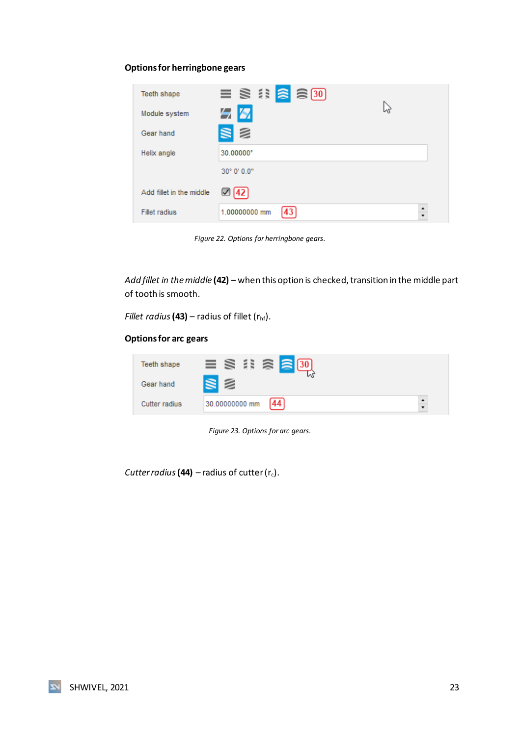### Options for herringbone gears

Figure 22. Options for herringbone gears.

*Add fillet in the middle* **(42)** – when this option is checked, transition in the middle part of tooth is smooth.

*Fillet radius* **(43)** – radius of fillet ($r_{hf}$).

### Options for arc gears

Figure 23. Options for arc gears.

*Cutter radius* **(44)** – radius of cutter ($r_c$).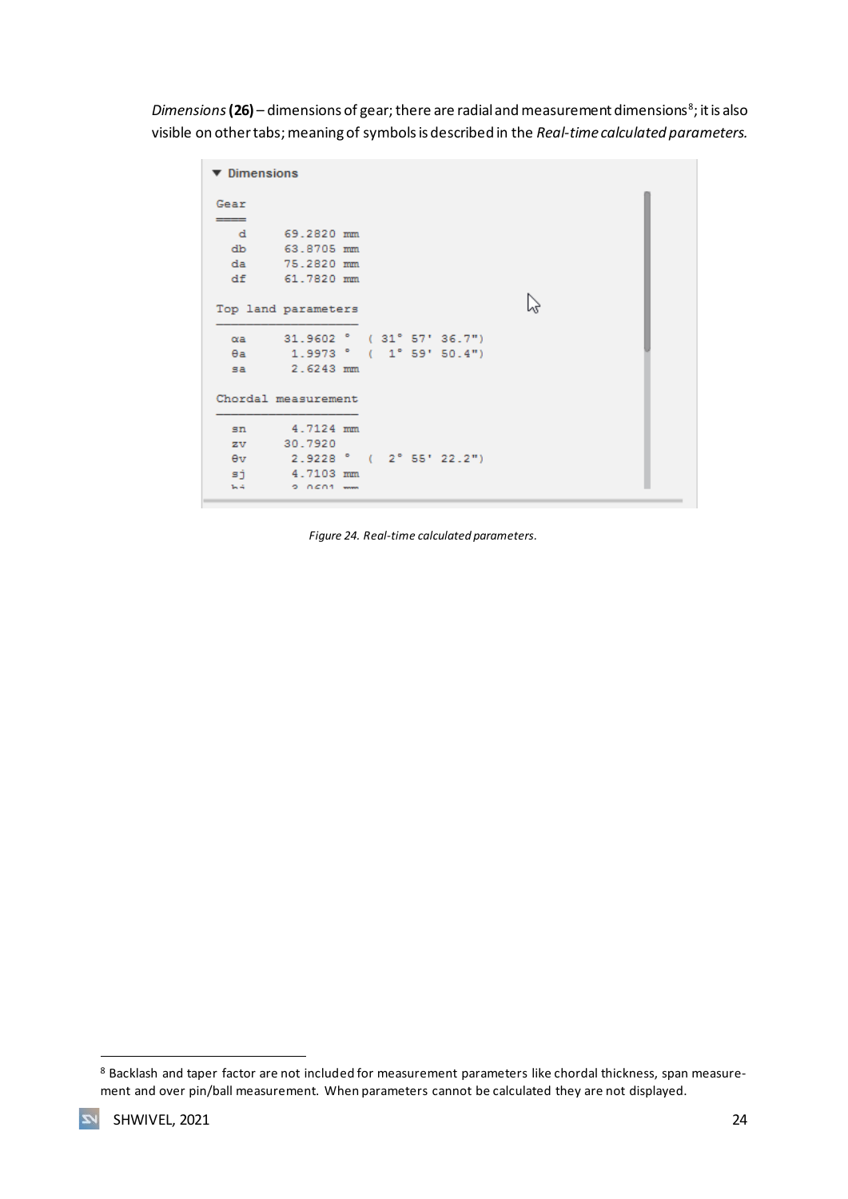*Dimensions* **(26)** – dimensions of gear; there are radial and measurement dimensions[8]; it is also visible on other tabs; meaning of symbols is described in the *Real-time calculated parameters.*

```
▼ Dimensions

Gear
====
   d      69.2820 mm
   db     63.8705 mm
   da     75.2820 mm
   df     61.7820 mm

Top land parameters
-------------------
   αa     31.9602 °  ( 31° 57' 36.7")
   θa      1.9973 °  (  1° 59' 50.4")
   sa      2.6243 mm

Chordal measurement
-------------------
   sn      4.7124 mm
   zv     30.7920
   θv      2.9228 °  (  2° 55' 22.2")
   sj      4.7103 mm
```

*Figure 24. Real-time calculated parameters.*

[8] Backlash and taper factor are not included for measurement parameters like chordal thickness, span measurement and over pin/ball measurement. When parameters cannot be calculated they are not displayed.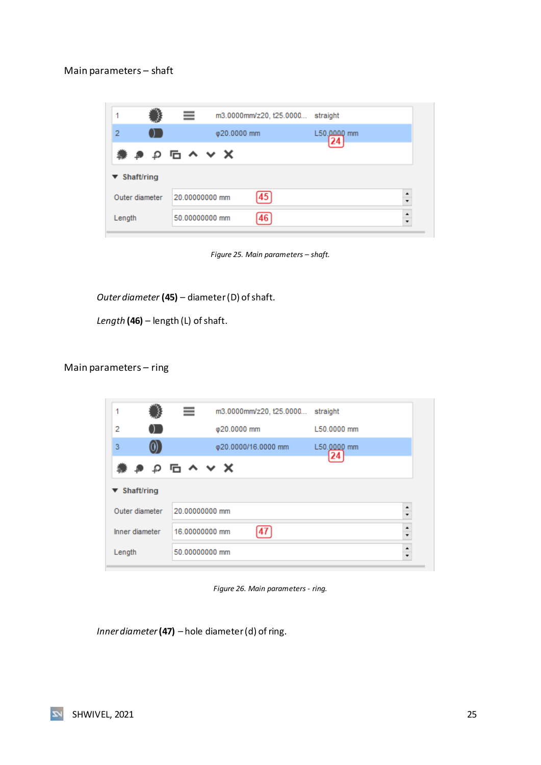Main parameters – shaft

Figure 25. Main parameters – shaft.

*Outer diameter* **(45)** – diameter (D) of shaft.

*Length* **(46)** – length (L) of shaft.

Main parameters – ring

Figure 26. Main parameters - ring.

*Inner diameter* **(47)** – hole diameter (d) of ring.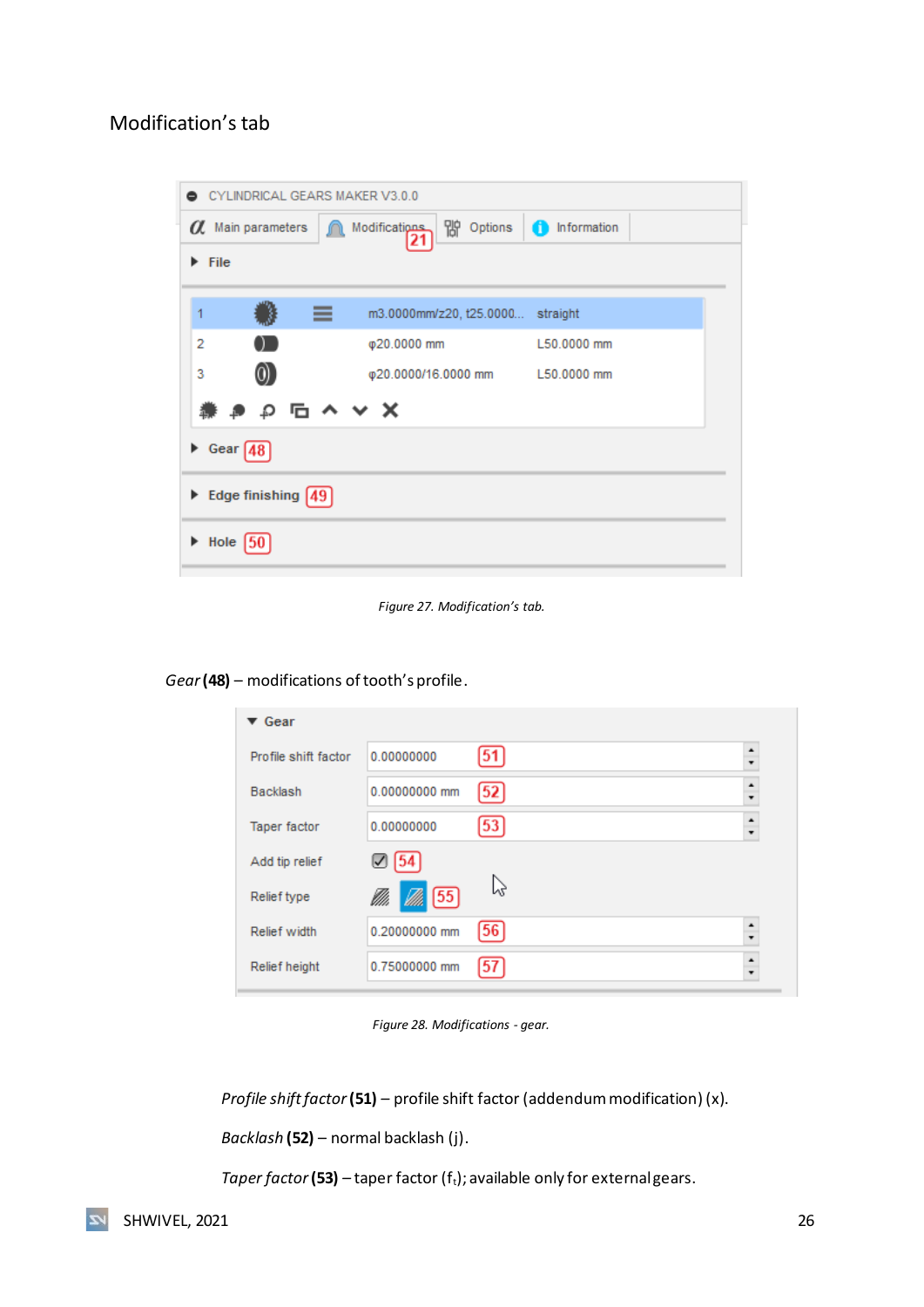## Modification's tab

*Figure 27. Modification's tab.*

*Gear* **(48)** – modifications of tooth's profile.

*Figure 28. Modifications - gear.*

*Profile shift factor* **(51)** – profile shift factor (addendum modification) (x).

*Backlash* **(52)** – normal backlash (j).

*Taper factor* **(53)** – taper factor ($f_t$); available only for external gears.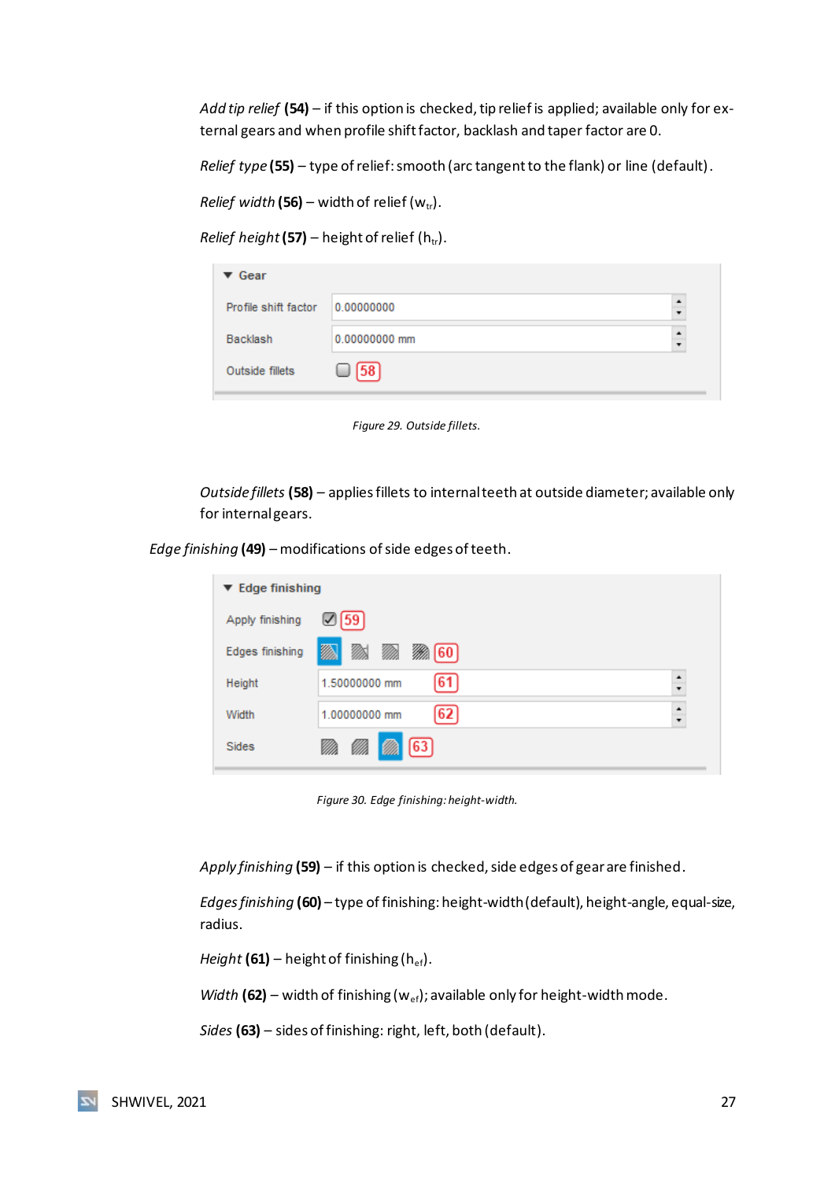*Add tip relief* **(54)** – if this option is checked, tip relief is applied; available only for external gears and when profile shift factor, backlash and taper factor are 0.

*Relief type* **(55)** – type of relief: smooth (arc tangent to the flank) or line (default).

*Relief width* **(56)** – width of relief ($w_{tr}$).

*Relief height* **(57)** – height of relief ($h_{tr}$).

Figure 29. Outside fillets.

*Outside fillets* **(58)** – applies fillets to internal teeth at outside diameter; available only for internal gears.

*Edge finishing* **(49)** – modifications of side edges of teeth.

Figure 30. Edge finishing: height-width.

*Apply finishing* **(59)** – if this option is checked, side edges of gear are finished.

*Edges finishing* **(60)** – type of finishing: height-width (default), height-angle, equal-size, radius.

*Height* **(61)** – height of finishing ($h_{ef}$).

*Width* **(62)** – width of finishing ($w_{ef}$); available only for height-width mode.

*Sides* **(63)** – sides of finishing: right, left, both (default).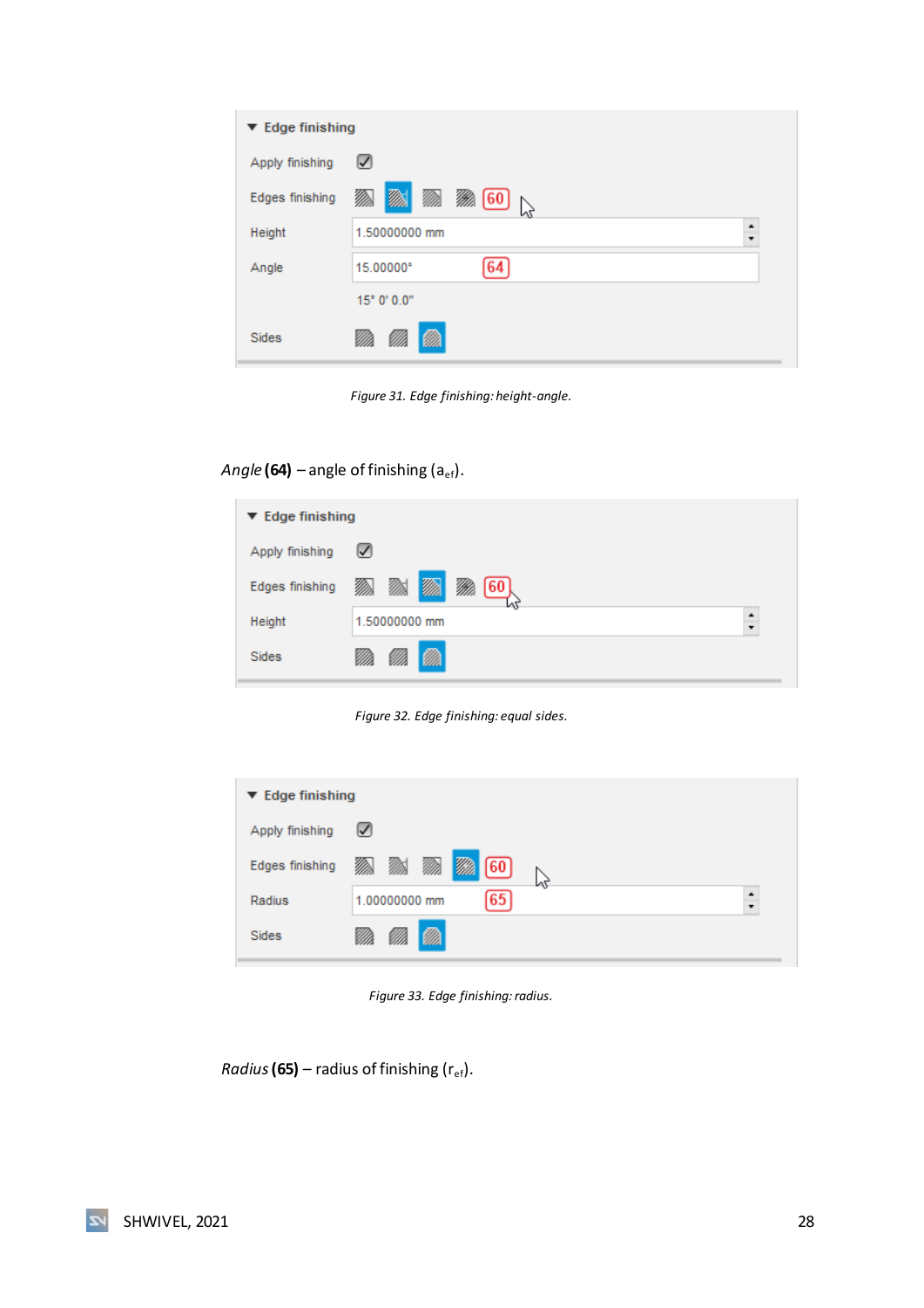Figure 31. Edge finishing: height-angle.

*Angle* **(64)** – angle of finishing ($a_{ef}$).

Figure 32. Edge finishing: equal sides.

Figure 33. Edge finishing: radius.

*Radius* **(65)** – radius of finishing ($r_{ef}$).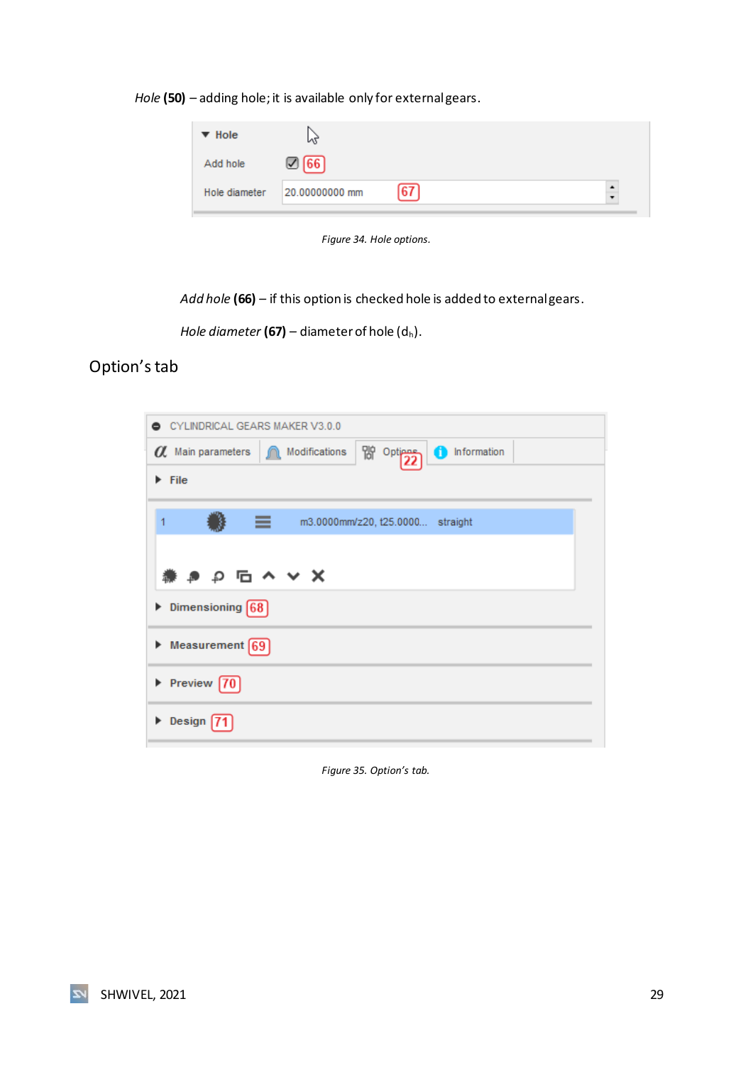*Hole* **(50)** – adding hole; it is available only for external gears.

*Figure 34. Hole options.*

*Add hole* **(66)** – if this option is checked hole is added to external gears.

*Hole diameter* **(67)** – diameter of hole ($d_h$).

## Option's tab

*Figure 35. Option's tab.*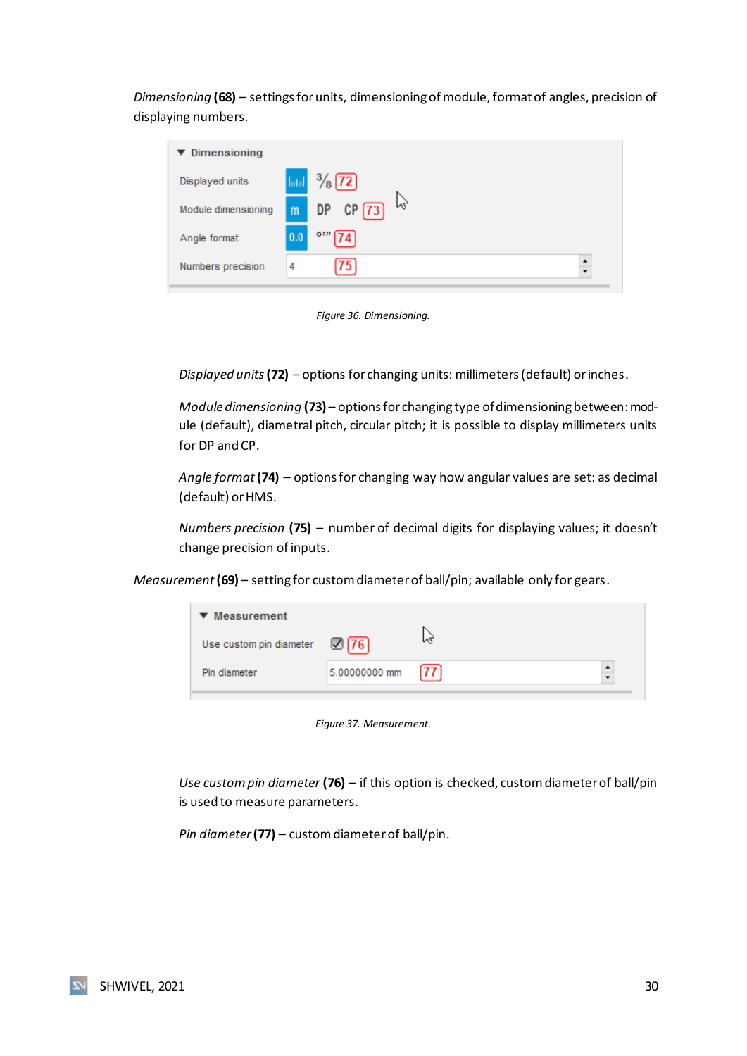*Dimensioning* **(68)** – settings for units, dimensioning of module, format of angles, precision of displaying numbers.

Figure 36. Dimensioning.

*Displayed units* **(72)** – options for changing units: millimeters (default) or inches.

*Module dimensioning* **(73)** – options for changing type of dimensioning between: module (default), diametral pitch, circular pitch; it is possible to display millimeters units for DP and CP.

*Angle format* **(74)** – options for changing way how angular values are set: as decimal (default) or HMS.

*Numbers precision* **(75)** – number of decimal digits for displaying values; it doesn't change precision of inputs.

*Measurement* **(69)** – setting for custom diameter of ball/pin; available only for gears.

Figure 37. Measurement.

*Use custom pin diameter* **(76)** – if this option is checked, custom diameter of ball/pin is used to measure parameters.

*Pin diameter* **(77)** – custom diameter of ball/pin.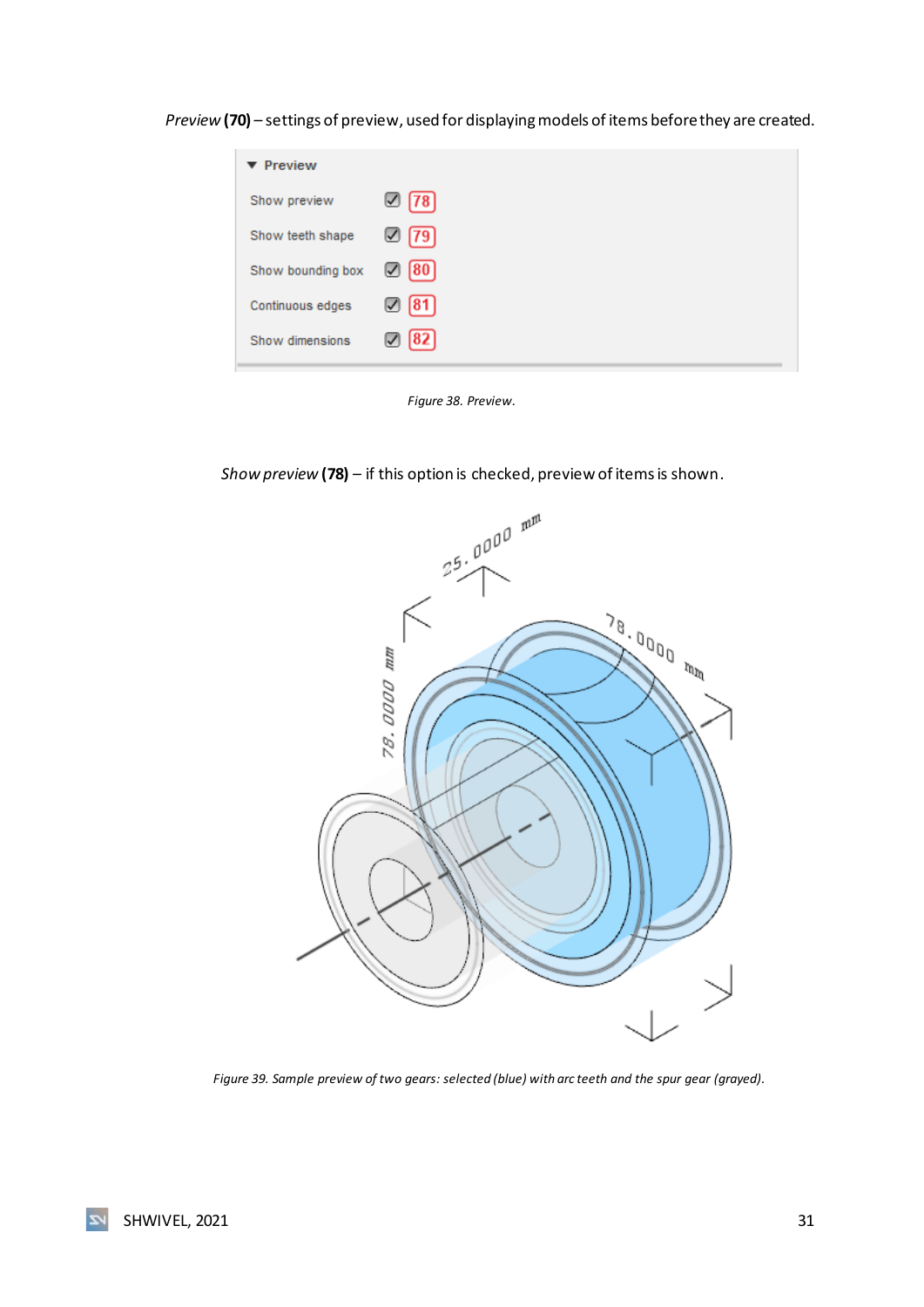*Preview* **(70)** – settings of preview, used for displaying models of items before they are created.

Figure 38. Preview.

*Show preview* **(78)** – if this option is checked, preview of items is shown.

Figure 39. Sample preview of two gears: selected (blue) with arc teeth and the spur gear (grayed).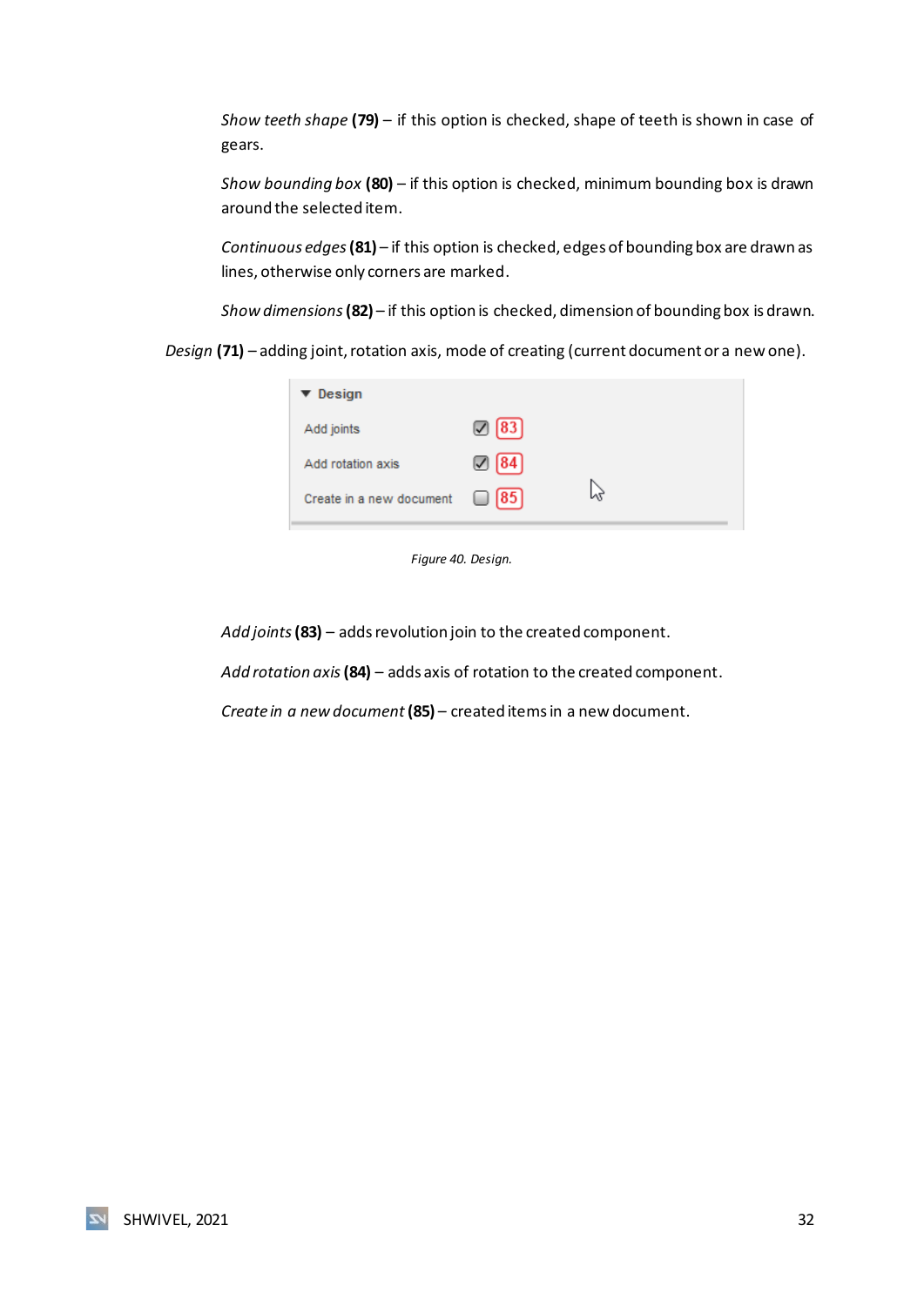*Show teeth shape* **(79)** – if this option is checked, shape of teeth is shown in case of gears.

*Show bounding box* **(80)** – if this option is checked, minimum bounding box is drawn around the selected item.

*Continuous edges* **(81)** – if this option is checked, edges of bounding box are drawn as lines, otherwise only corners are marked.

*Show dimensions* **(82)** – if this option is checked, dimension of bounding box is drawn.

*Design* **(71)** – adding joint, rotation axis, mode of creating (current document or a new one).

*Figure 40. Design.*

*Add joints* **(83)** – adds revolution join to the created component.

*Add rotation axis* **(84)** – adds axis of rotation to the created component.

*Create in a new document* **(85)** – created items in a new document.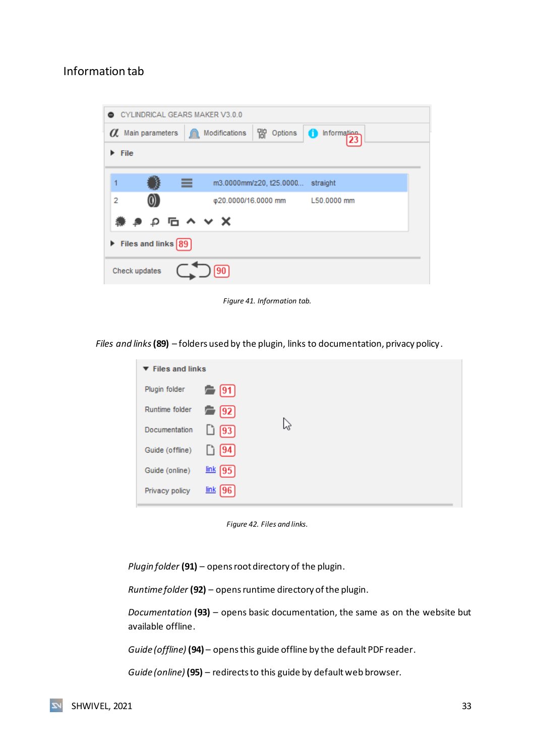## Information tab

Figure 41. Information tab.

*Files and links* **(89)** – folders used by the plugin, links to documentation, privacy policy.

Figure 42. Files and links.

*Plugin folder* **(91)** – opens root directory of the plugin.

*Runtime folder* **(92)** – opens runtime directory of the plugin.

*Documentation* **(93)** – opens basic documentation, the same as on the website but available offline.

*Guide (offline)* **(94)** – opens this guide offline by the default PDF reader.

*Guide (online)* **(95)** – redirects to this guide by default web browser.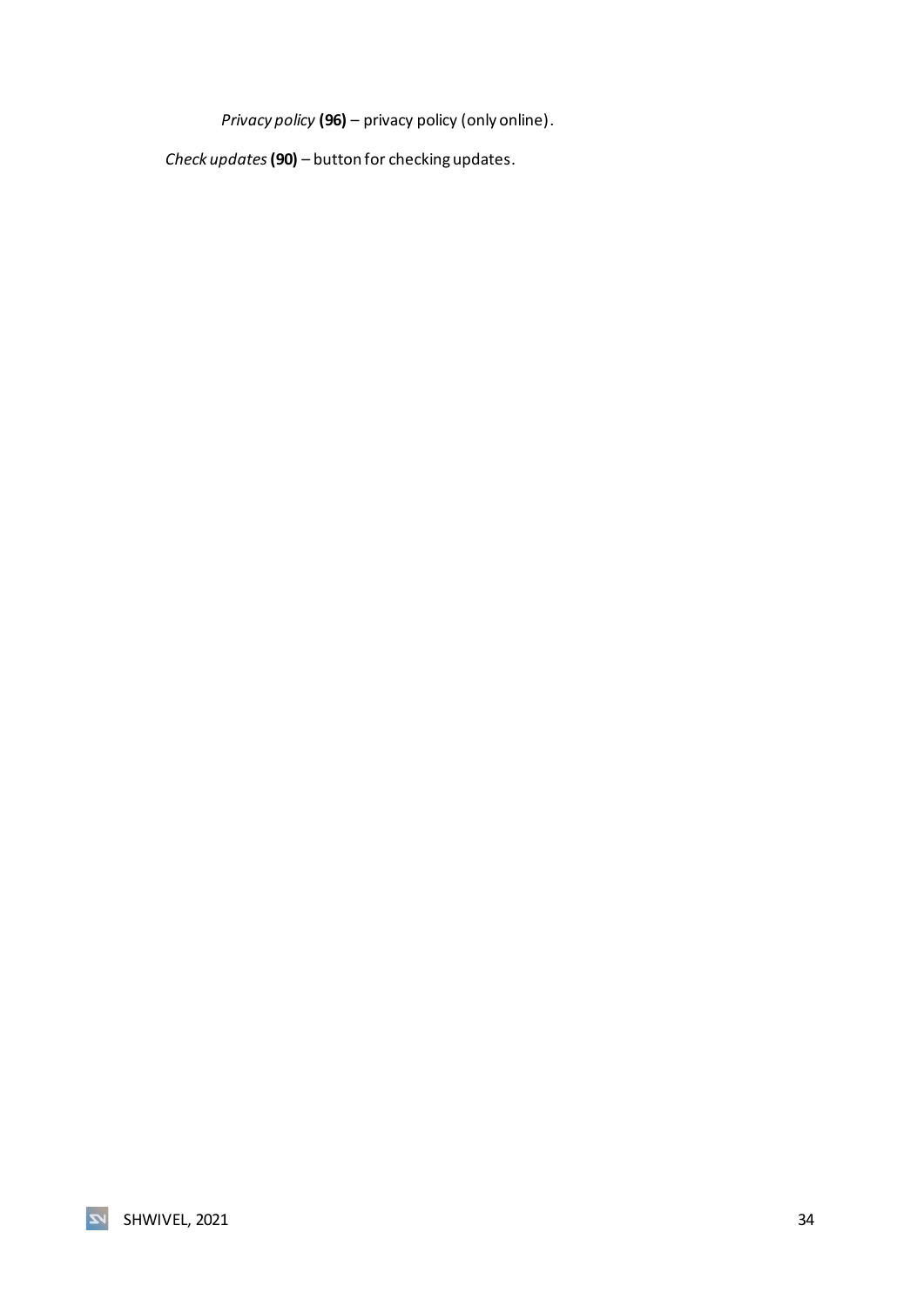*Privacy policy* **(96)** – privacy policy (only online).

*Check updates* **(90)** – button for checking updates.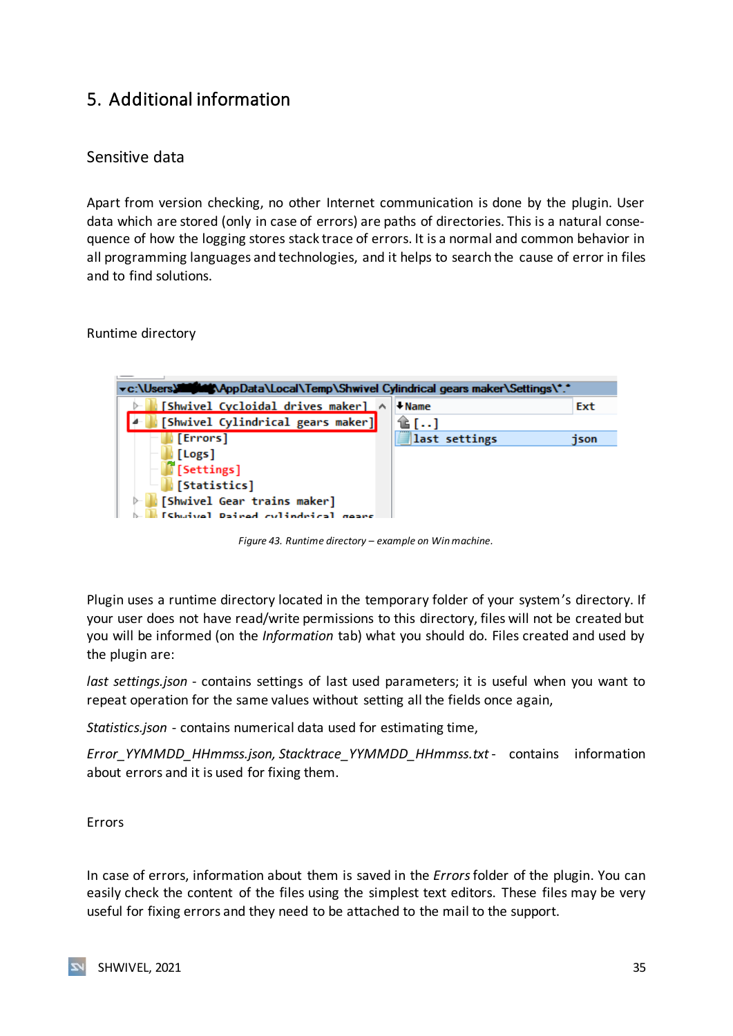# 5. Additional information

## Sensitive data

Apart from version checking, no other Internet communication is done by the plugin. User data which are stored (only in case of errors) are paths of directories. This is a natural consequence of how the logging stores stack trace of errors. It is a normal and common behavior in all programming languages and technologies, and it helps to search the cause of error in files and to find solutions.

## Runtime directory

*Figure 43. Runtime directory – example on Win machine.*

Plugin uses a runtime directory located in the temporary folder of your system's directory. If your user does not have read/write permissions to this directory, files will not be created but you will be informed (on the *Information* tab) what you should do. Files created and used by the plugin are:

*last settings.json* - contains settings of last used parameters; it is useful when you want to repeat operation for the same values without setting all the fields once again,

*Statistics.json* - contains numerical data used for estimating time,

*Error_YYMMDD_HHmmss.json, Stacktrace_YYMMDD_HHmmss.txt* - contains information about errors and it is used for fixing them.

## Errors

In case of errors, information about them is saved in the *Errors* folder of the plugin. You can easily check the content of the files using the simplest text editors. These files may be very useful for fixing errors and they need to be attached to the mail to the support.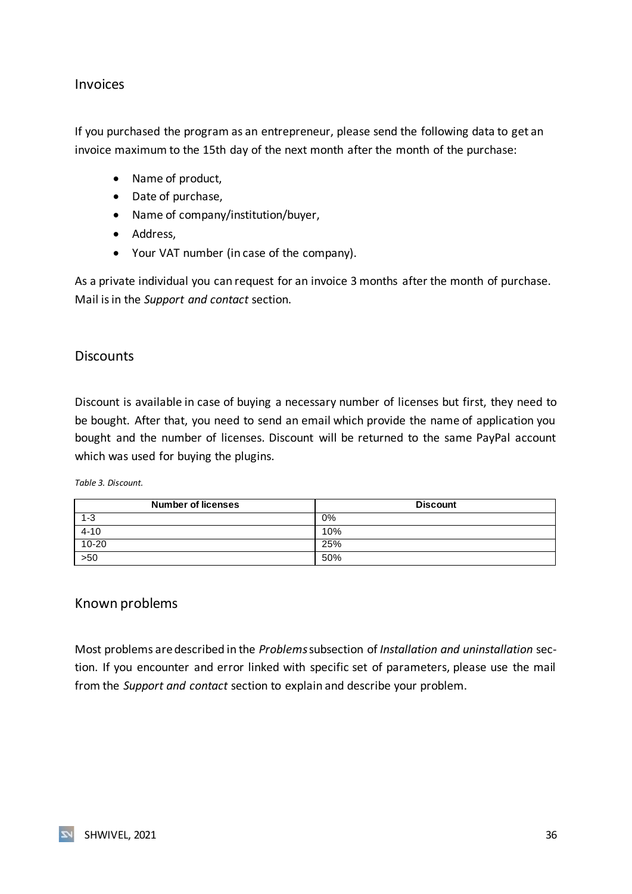## Invoices

If you purchased the program as an entrepreneur, please send the following data to get an invoice maximum to the 15th day of the next month after the month of the purchase:

- Name of product,
- Date of purchase,
- Name of company/institution/buyer,
- Address,
- Your VAT number (in case of the company).

As a private individual you can request for an invoice 3 months after the month of purchase. Mail is in the *Support and contact* section.

## Discounts

Discount is available in case of buying a necessary number of licenses but first, they need to be bought. After that, you need to send an email which provide the name of application you bought and the number of licenses. Discount will be returned to the same PayPal account which was used for buying the plugins.

*Table 3. Discount.*

| Number of licenses | Discount |
| --- | --- |
| 1-3 | 0% |
| 4-10 | 10% |
| 10-20 | 25% |
| >50 | 50% |

## Known problems

Most problems are described in the *Problems* subsection of *Installation and uninstallation* section. If you encounter and error linked with specific set of parameters, please use the mail from the *Support and contact* section to explain and describe your problem.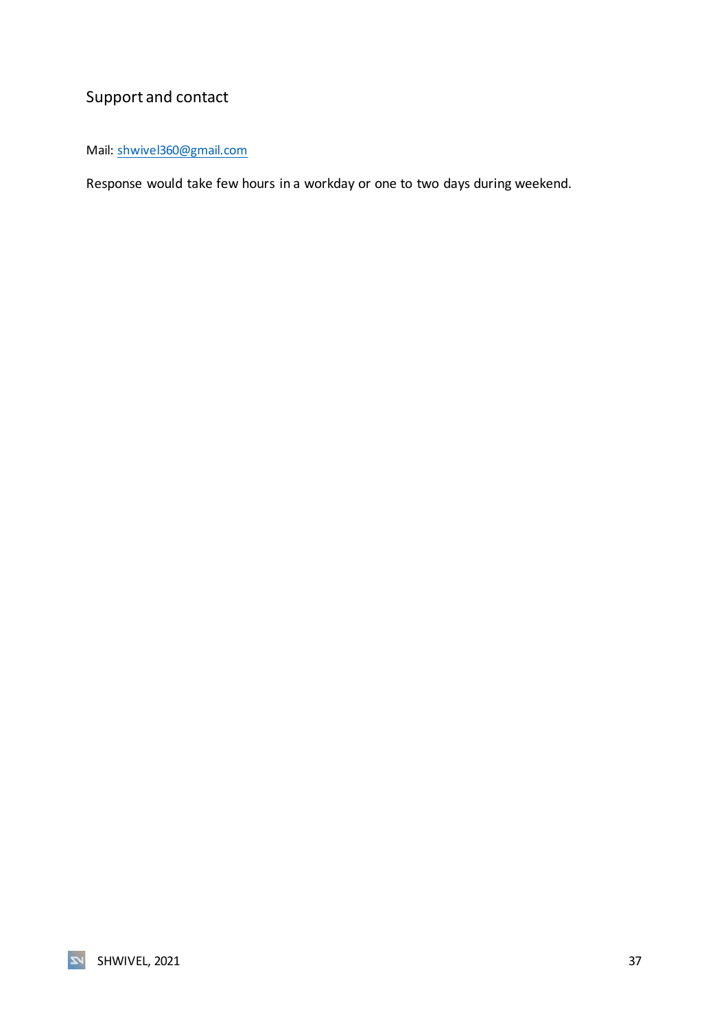## Support and contact

Mail: shwivel360@gmail.com

Response would take few hours in a workday or one to two days during weekend.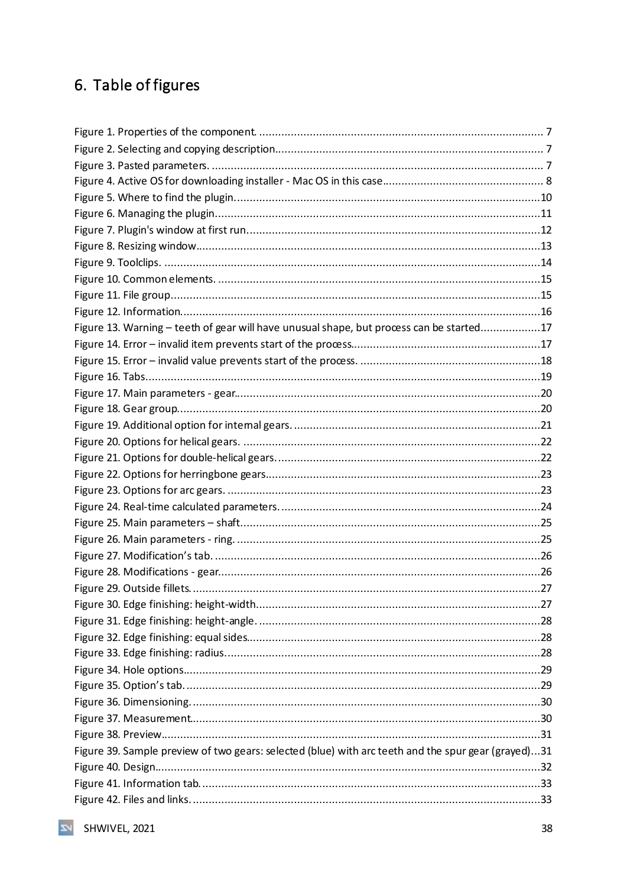# 6. Table of figures

Figure 1. Properties of the component. .......... 7
Figure 2. Selecting and copying description.......... 7
Figure 3. Pasted parameters. .......... 7
Figure 4. Active OS for downloading installer - Mac OS in this case.......... 8
Figure 5. Where to find the plugin.......... 10
Figure 6. Managing the plugin.......... 11
Figure 7. Plugin's window at first run.......... 12
Figure 8. Resizing window.......... 13
Figure 9. Toolclips. .......... 14
Figure 10. Common elements. .......... 15
Figure 11. File group.......... 15
Figure 12. Information.......... 16
Figure 13. Warning – teeth of gear will have unusual shape, but process can be started.......... 17
Figure 14. Error – invalid item prevents start of the process.......... 17
Figure 15. Error – invalid value prevents start of the process. .......... 18
Figure 16. Tabs.......... 19
Figure 17. Main parameters - gear.......... 20
Figure 18. Gear group.......... 20
Figure 19. Additional option for internal gears. .......... 21
Figure 20. Options for helical gears. .......... 22
Figure 21. Options for double-helical gears.......... 22
Figure 22. Options for herringbone gears.......... 23
Figure 23. Options for arc gears. .......... 23
Figure 24. Real-time calculated parameters.......... 24
Figure 25. Main parameters – shaft.......... 25
Figure 26. Main parameters - ring. .......... 25
Figure 27. Modification's tab. .......... 26
Figure 28. Modifications - gear.......... 26
Figure 29. Outside fillets.......... 27
Figure 30. Edge finishing: height-width.......... 27
Figure 31. Edge finishing: height-angle. .......... 28
Figure 32. Edge finishing: equal sides.......... 28
Figure 33. Edge finishing: radius.......... 28
Figure 34. Hole options.......... 29
Figure 35. Option's tab. .......... 29
Figure 36. Dimensioning. .......... 30
Figure 37. Measurement.......... 30
Figure 38. Preview.......... 31
Figure 39. Sample preview of two gears: selected (blue) with arc teeth and the spur gear (grayed)...31
Figure 40. Design.......... 32
Figure 41. Information tab. .......... 33
Figure 42. Files and links. .......... 33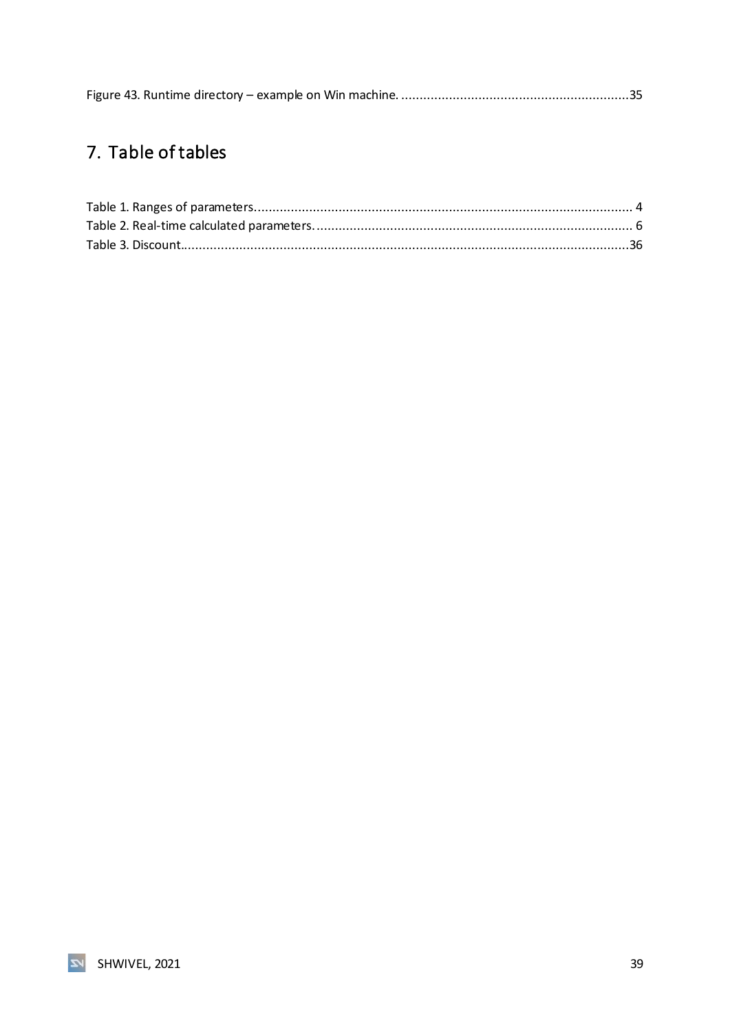Figure 43. Runtime directory – example on Win machine. .............................................................35

# 7. Table of tables

Table 1. Ranges of parameters....................................................................................................... 4
Table 2. Real-time calculated parameters........................................................................................ 6
Table 3. Discount...........................................................................................................................36